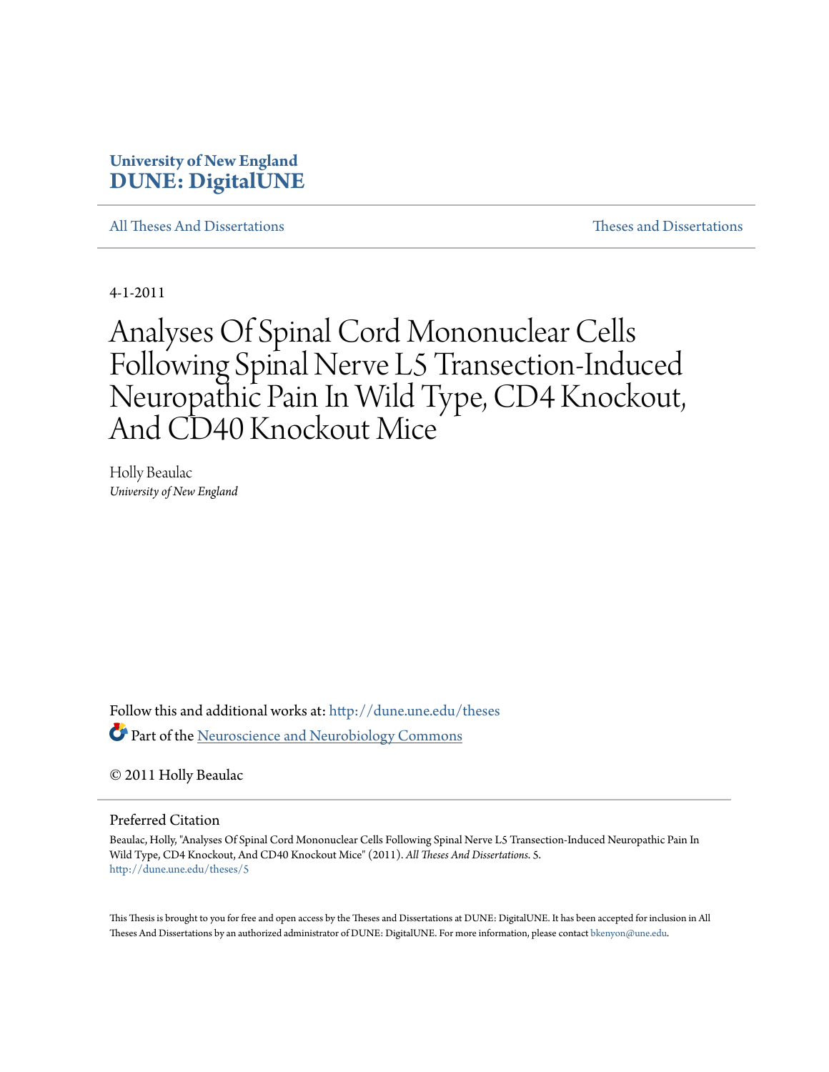**University of New England**
**DUNE: DigitalUNE**

All Theses And Dissertations | Theses and Dissertations

4-1-2011

# Analyses Of Spinal Cord Mononuclear Cells Following Spinal Nerve L5 Transection-Induced Neuropathic Pain In Wild Type, CD4 Knockout, And CD40 Knockout Mice

Holly Beaulac
*University of New England*

Follow this and additional works at: http://dune.une.edu/theses

Part of the Neuroscience and Neurobiology Commons

© 2011 Holly Beaulac

## Preferred Citation

Beaulac, Holly, "Analyses Of Spinal Cord Mononuclear Cells Following Spinal Nerve L5 Transection-Induced Neuropathic Pain In Wild Type, CD4 Knockout, And CD40 Knockout Mice" (2011). *All Theses And Dissertations*. 5.
http://dune.une.edu/theses/5

This Thesis is brought to you for free and open access by the Theses and Dissertations at DUNE: DigitalUNE. It has been accepted for inclusion in All Theses And Dissertations by an authorized administrator of DUNE: DigitalUNE. For more information, please contact bkenyon@une.edu.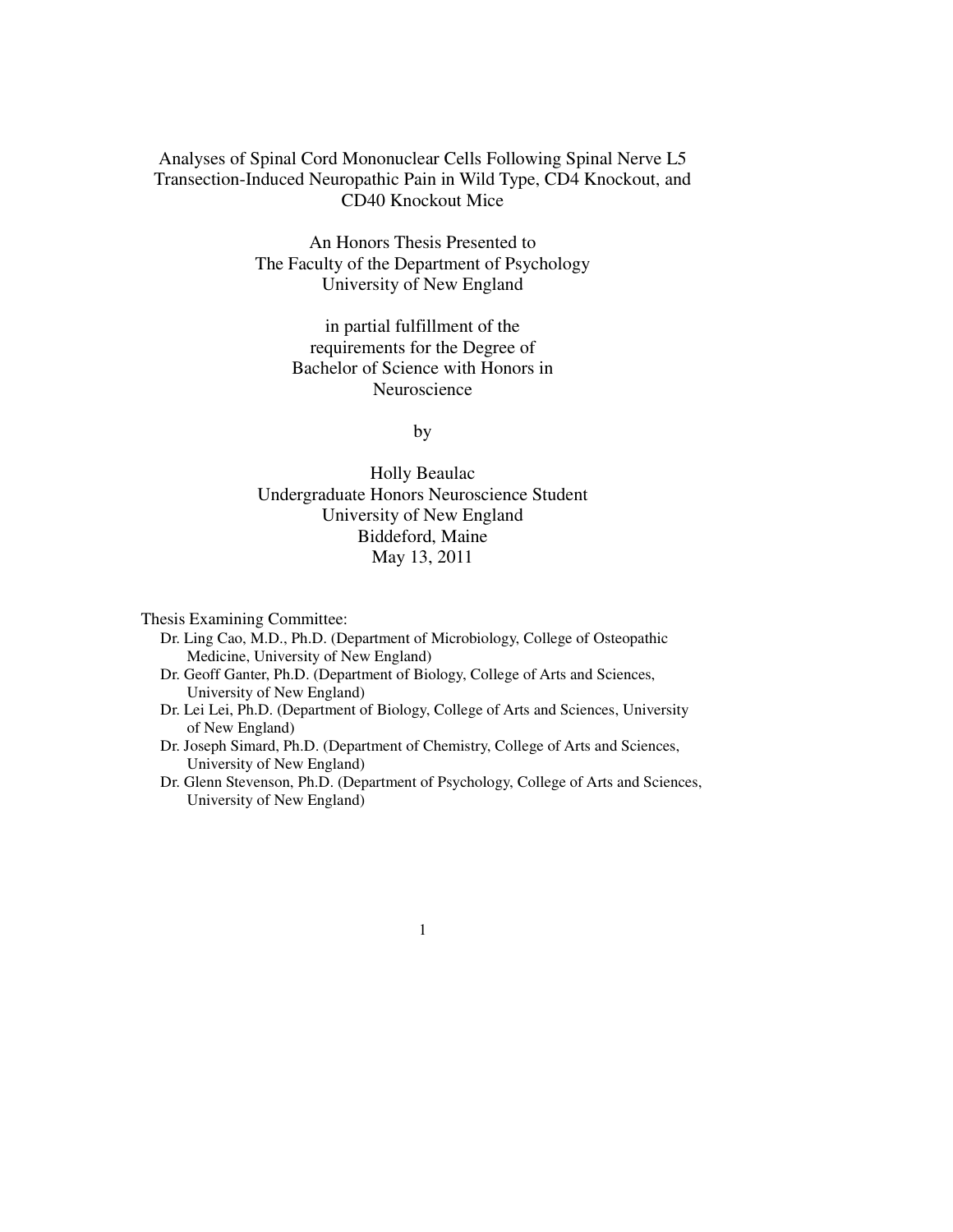# Analyses of Spinal Cord Mononuclear Cells Following Spinal Nerve L5 Transection-Induced Neuropathic Pain in Wild Type, CD4 Knockout, and CD40 Knockout Mice

An Honors Thesis Presented to
The Faculty of the Department of Psychology
University of New England

in partial fulfillment of the
requirements for the Degree of
Bachelor of Science with Honors in
Neuroscience

by

Holly Beaulac
Undergraduate Honors Neuroscience Student
University of New England
Biddeford, Maine
May 13, 2011

Thesis Examining Committee:

- Dr. Ling Cao, M.D., Ph.D. (Department of Microbiology, College of Osteopathic Medicine, University of New England)
- Dr. Geoff Ganter, Ph.D. (Department of Biology, College of Arts and Sciences, University of New England)
- Dr. Lei Lei, Ph.D. (Department of Biology, College of Arts and Sciences, University of New England)
- Dr. Joseph Simard, Ph.D. (Department of Chemistry, College of Arts and Sciences, University of New England)
- Dr. Glenn Stevenson, Ph.D. (Department of Psychology, College of Arts and Sciences, University of New England)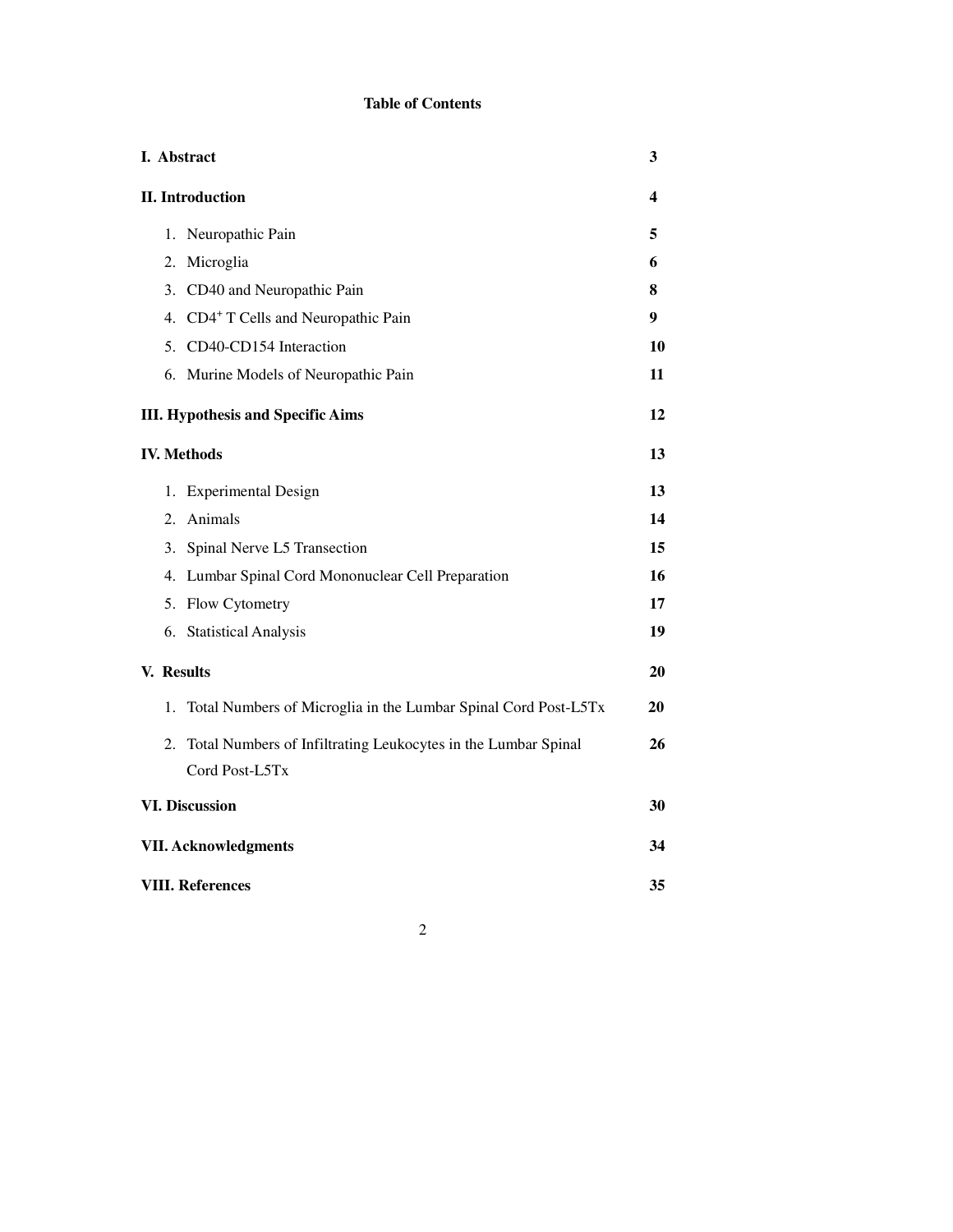# Table of Contents

| | |
|---|---|
| **I. Abstract** | **3** |
| **II. Introduction** | **4** |
| 1. Neuropathic Pain | **5** |
| 2. Microglia | **6** |
| 3. CD40 and Neuropathic Pain | **8** |
| 4. CD4+ T Cells and Neuropathic Pain | **9** |
| 5. CD40-CD154 Interaction | **10** |
| 6. Murine Models of Neuropathic Pain | **11** |
| **III. Hypothesis and Specific Aims** | **12** |
| **IV. Methods** | **13** |
| 1. Experimental Design | **13** |
| 2. Animals | **14** |
| 3. Spinal Nerve L5 Transection | **15** |
| 4. Lumbar Spinal Cord Mononuclear Cell Preparation | **16** |
| 5. Flow Cytometry | **17** |
| 6. Statistical Analysis | **19** |
| **V. Results** | **20** |
| 1. Total Numbers of Microglia in the Lumbar Spinal Cord Post-L5Tx | **20** |
| 2. Total Numbers of Infiltrating Leukocytes in the Lumbar Spinal Cord Post-L5Tx | **26** |
| **VI. Discussion** | **30** |
| **VII. Acknowledgments** | **34** |
| **VIII. References** | **35** |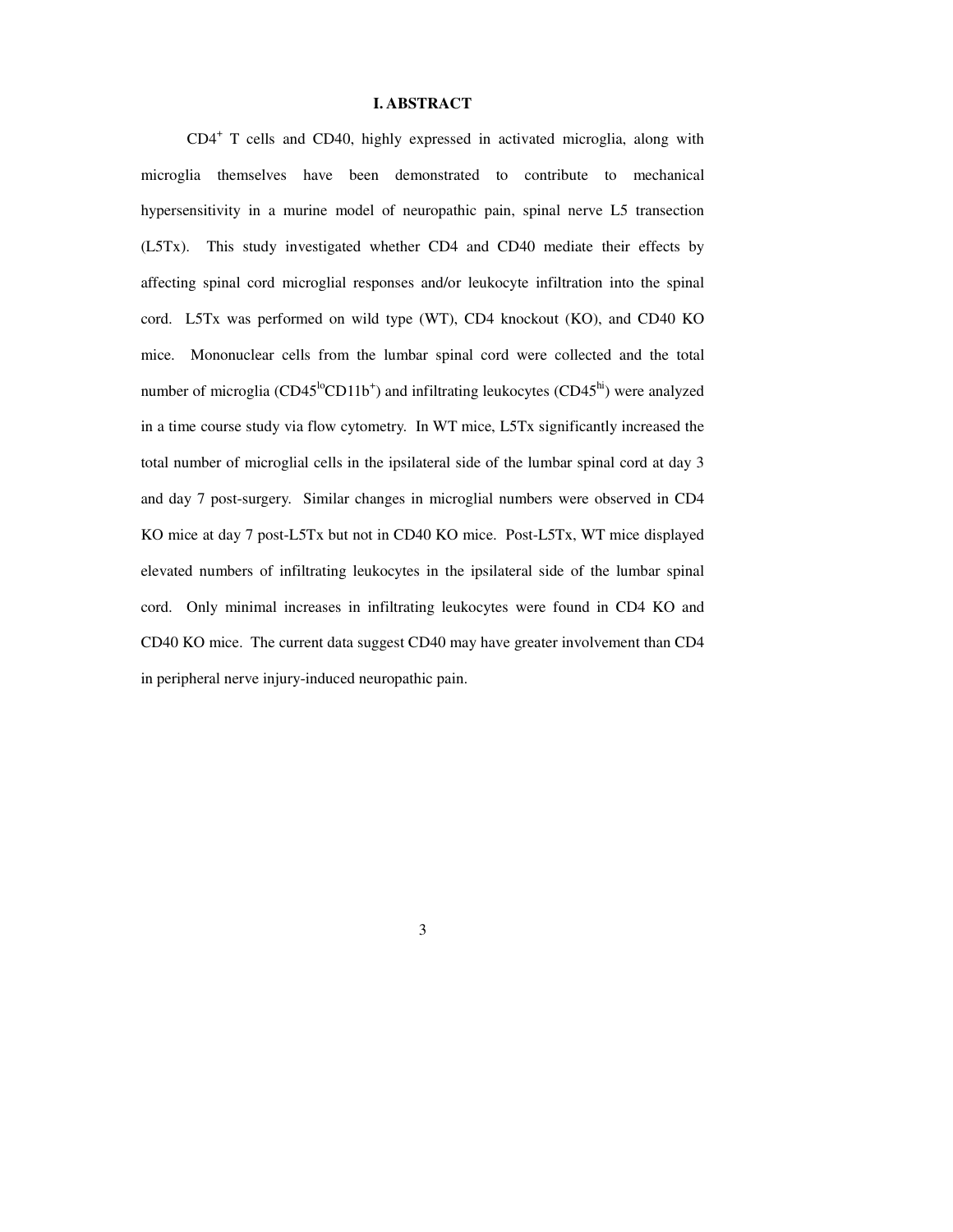# I. ABSTRACT

$CD4^+$ T cells and CD40, highly expressed in activated microglia, along with microglia themselves have been demonstrated to contribute to mechanical hypersensitivity in a murine model of neuropathic pain, spinal nerve L5 transection (L5Tx). This study investigated whether CD4 and CD40 mediate their effects by affecting spinal cord microglial responses and/or leukocyte infiltration into the spinal cord. L5Tx was performed on wild type (WT), CD4 knockout (KO), and CD40 KO mice. Mononuclear cells from the lumbar spinal cord were collected and the total number of microglia ($CD45^{lo}CD11b^+$) and infiltrating leukocytes ($CD45^{hi}$) were analyzed in a time course study via flow cytometry. In WT mice, L5Tx significantly increased the total number of microglial cells in the ipsilateral side of the lumbar spinal cord at day 3 and day 7 post-surgery. Similar changes in microglial numbers were observed in CD4 KO mice at day 7 post-L5Tx but not in CD40 KO mice. Post-L5Tx, WT mice displayed elevated numbers of infiltrating leukocytes in the ipsilateral side of the lumbar spinal cord. Only minimal increases in infiltrating leukocytes were found in CD4 KO and CD40 KO mice. The current data suggest CD40 may have greater involvement than CD4 in peripheral nerve injury-induced neuropathic pain.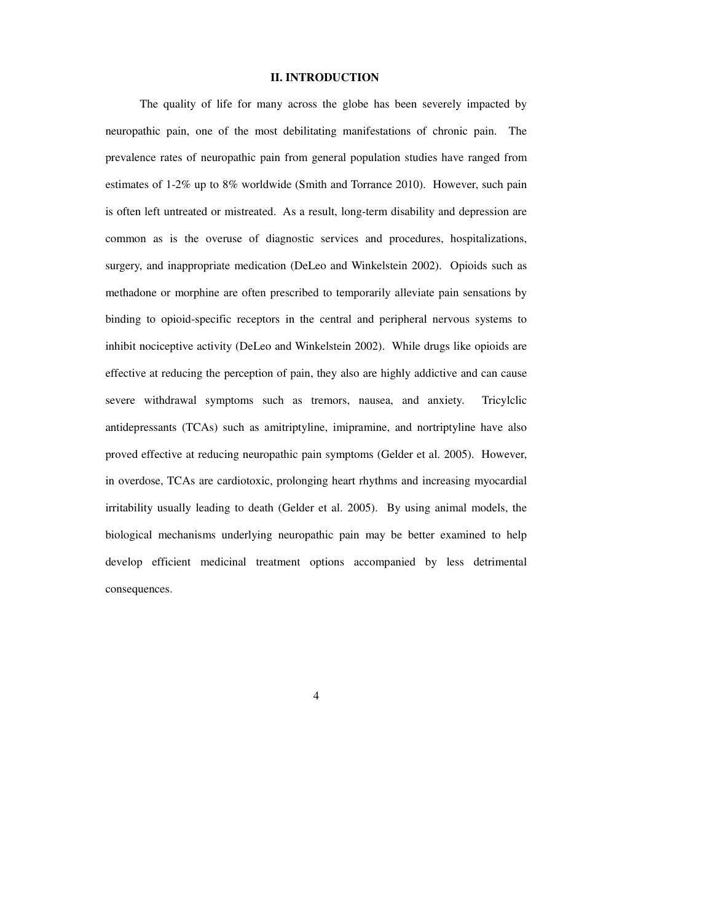## II. INTRODUCTION

The quality of life for many across the globe has been severely impacted by neuropathic pain, one of the most debilitating manifestations of chronic pain. The prevalence rates of neuropathic pain from general population studies have ranged from estimates of 1-2% up to 8% worldwide (Smith and Torrance 2010). However, such pain is often left untreated or mistreated. As a result, long-term disability and depression are common as is the overuse of diagnostic services and procedures, hospitalizations, surgery, and inappropriate medication (DeLeo and Winkelstein 2002). Opioids such as methadone or morphine are often prescribed to temporarily alleviate pain sensations by binding to opioid-specific receptors in the central and peripheral nervous systems to inhibit nociceptive activity (DeLeo and Winkelstein 2002). While drugs like opioids are effective at reducing the perception of pain, they also are highly addictive and can cause severe withdrawal symptoms such as tremors, nausea, and anxiety. Tricylclic antidepressants (TCAs) such as amitriptyline, imipramine, and nortriptyline have also proved effective at reducing neuropathic pain symptoms (Gelder et al. 2005). However, in overdose, TCAs are cardiotoxic, prolonging heart rhythms and increasing myocardial irritability usually leading to death (Gelder et al. 2005). By using animal models, the biological mechanisms underlying neuropathic pain may be better examined to help develop efficient medicinal treatment options accompanied by less detrimental consequences.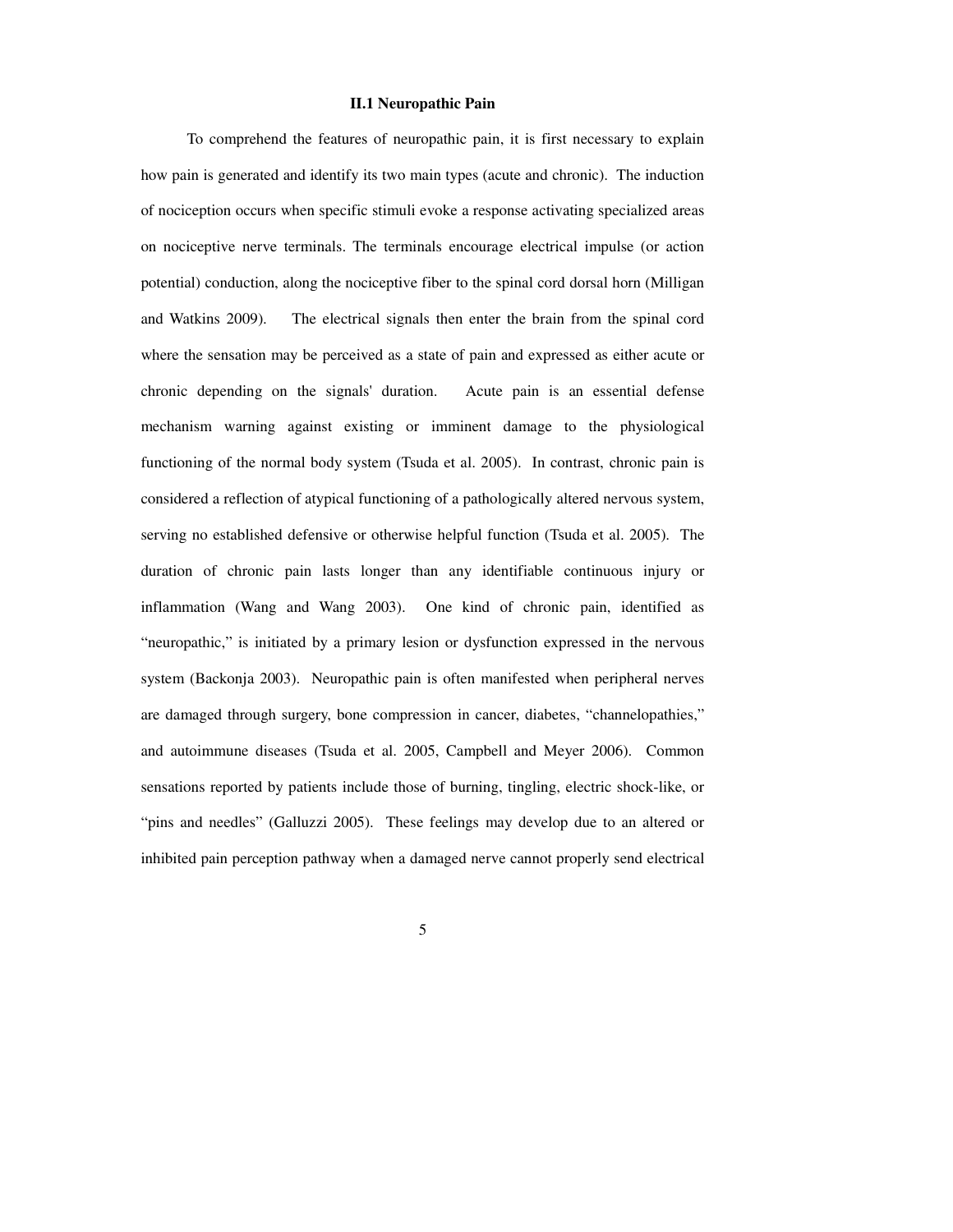## II.1 Neuropathic Pain

To comprehend the features of neuropathic pain, it is first necessary to explain how pain is generated and identify its two main types (acute and chronic). The induction of nociception occurs when specific stimuli evoke a response activating specialized areas on nociceptive nerve terminals. The terminals encourage electrical impulse (or action potential) conduction, along the nociceptive fiber to the spinal cord dorsal horn (Milligan and Watkins 2009). The electrical signals then enter the brain from the spinal cord where the sensation may be perceived as a state of pain and expressed as either acute or chronic depending on the signals' duration. Acute pain is an essential defense mechanism warning against existing or imminent damage to the physiological functioning of the normal body system (Tsuda et al. 2005). In contrast, chronic pain is considered a reflection of atypical functioning of a pathologically altered nervous system, serving no established defensive or otherwise helpful function (Tsuda et al. 2005). The duration of chronic pain lasts longer than any identifiable continuous injury or inflammation (Wang and Wang 2003). One kind of chronic pain, identified as "neuropathic," is initiated by a primary lesion or dysfunction expressed in the nervous system (Backonja 2003). Neuropathic pain is often manifested when peripheral nerves are damaged through surgery, bone compression in cancer, diabetes, "channelopathies," and autoimmune diseases (Tsuda et al. 2005, Campbell and Meyer 2006). Common sensations reported by patients include those of burning, tingling, electric shock-like, or "pins and needles" (Galluzzi 2005). These feelings may develop due to an altered or inhibited pain perception pathway when a damaged nerve cannot properly send electrical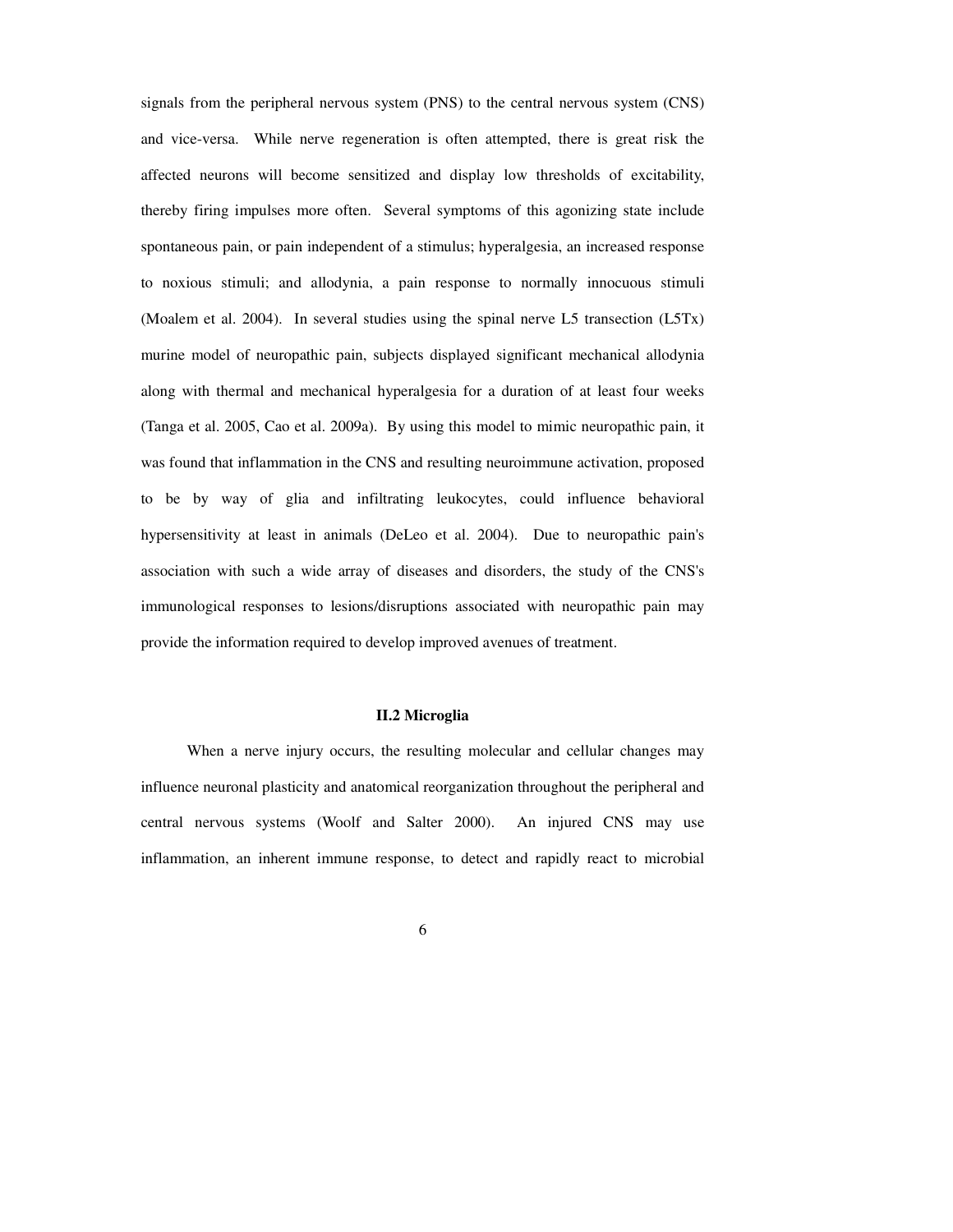signals from the peripheral nervous system (PNS) to the central nervous system (CNS) and vice-versa. While nerve regeneration is often attempted, there is great risk the affected neurons will become sensitized and display low thresholds of excitability, thereby firing impulses more often. Several symptoms of this agonizing state include spontaneous pain, or pain independent of a stimulus; hyperalgesia, an increased response to noxious stimuli; and allodynia, a pain response to normally innocuous stimuli (Moalem et al. 2004). In several studies using the spinal nerve L5 transection (L5Tx) murine model of neuropathic pain, subjects displayed significant mechanical allodynia along with thermal and mechanical hyperalgesia for a duration of at least four weeks (Tanga et al. 2005, Cao et al. 2009a). By using this model to mimic neuropathic pain, it was found that inflammation in the CNS and resulting neuroimmune activation, proposed to be by way of glia and infiltrating leukocytes, could influence behavioral hypersensitivity at least in animals (DeLeo et al. 2004). Due to neuropathic pain's association with such a wide array of diseases and disorders, the study of the CNS's immunological responses to lesions/disruptions associated with neuropathic pain may provide the information required to develop improved avenues of treatment.

## II.2 Microglia

When a nerve injury occurs, the resulting molecular and cellular changes may influence neuronal plasticity and anatomical reorganization throughout the peripheral and central nervous systems (Woolf and Salter 2000). An injured CNS may use inflammation, an inherent immune response, to detect and rapidly react to microbial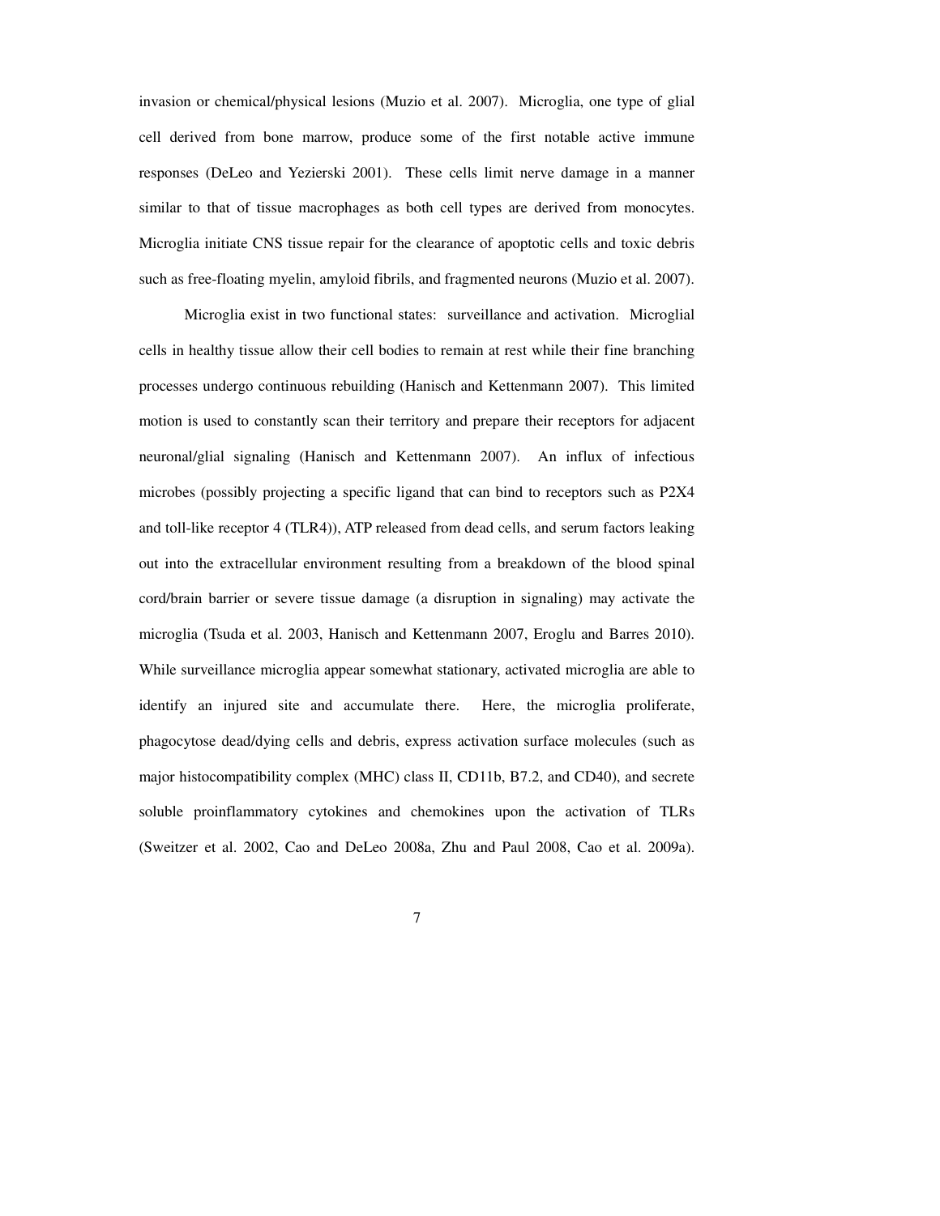invasion or chemical/physical lesions (Muzio et al. 2007). Microglia, one type of glial cell derived from bone marrow, produce some of the first notable active immune responses (DeLeo and Yezierski 2001). These cells limit nerve damage in a manner similar to that of tissue macrophages as both cell types are derived from monocytes. Microglia initiate CNS tissue repair for the clearance of apoptotic cells and toxic debris such as free-floating myelin, amyloid fibrils, and fragmented neurons (Muzio et al. 2007).

Microglia exist in two functional states: surveillance and activation. Microglial cells in healthy tissue allow their cell bodies to remain at rest while their fine branching processes undergo continuous rebuilding (Hanisch and Kettenmann 2007). This limited motion is used to constantly scan their territory and prepare their receptors for adjacent neuronal/glial signaling (Hanisch and Kettenmann 2007). An influx of infectious microbes (possibly projecting a specific ligand that can bind to receptors such as P2X4 and toll-like receptor 4 (TLR4)), ATP released from dead cells, and serum factors leaking out into the extracellular environment resulting from a breakdown of the blood spinal cord/brain barrier or severe tissue damage (a disruption in signaling) may activate the microglia (Tsuda et al. 2003, Hanisch and Kettenmann 2007, Eroglu and Barres 2010). While surveillance microglia appear somewhat stationary, activated microglia are able to identify an injured site and accumulate there. Here, the microglia proliferate, phagocytose dead/dying cells and debris, express activation surface molecules (such as major histocompatibility complex (MHC) class II, CD11b, B7.2, and CD40), and secrete soluble proinflammatory cytokines and chemokines upon the activation of TLRs (Sweitzer et al. 2002, Cao and DeLeo 2008a, Zhu and Paul 2008, Cao et al. 2009a).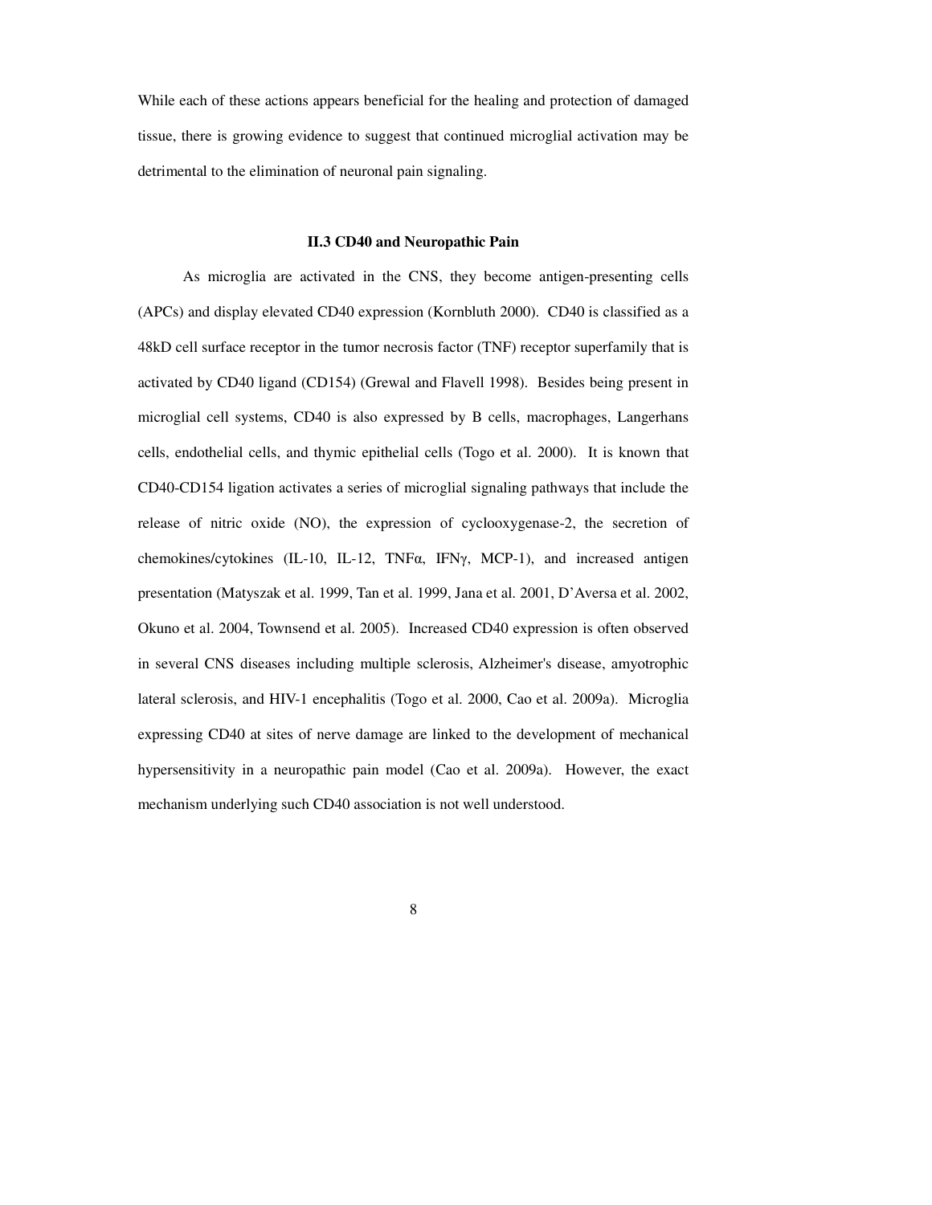While each of these actions appears beneficial for the healing and protection of damaged tissue, there is growing evidence to suggest that continued microglial activation may be detrimental to the elimination of neuronal pain signaling.

### II.3 CD40 and Neuropathic Pain

As microglia are activated in the CNS, they become antigen-presenting cells (APCs) and display elevated CD40 expression (Kornbluth 2000). CD40 is classified as a 48kD cell surface receptor in the tumor necrosis factor (TNF) receptor superfamily that is activated by CD40 ligand (CD154) (Grewal and Flavell 1998). Besides being present in microglial cell systems, CD40 is also expressed by B cells, macrophages, Langerhans cells, endothelial cells, and thymic epithelial cells (Togo et al. 2000). It is known that CD40-CD154 ligation activates a series of microglial signaling pathways that include the release of nitric oxide (NO), the expression of cyclooxygenase-2, the secretion of chemokines/cytokines (IL-10, IL-12, TNFα, IFNγ, MCP-1), and increased antigen presentation (Matyszak et al. 1999, Tan et al. 1999, Jana et al. 2001, D'Aversa et al. 2002, Okuno et al. 2004, Townsend et al. 2005). Increased CD40 expression is often observed in several CNS diseases including multiple sclerosis, Alzheimer's disease, amyotrophic lateral sclerosis, and HIV-1 encephalitis (Togo et al. 2000, Cao et al. 2009a). Microglia expressing CD40 at sites of nerve damage are linked to the development of mechanical hypersensitivity in a neuropathic pain model (Cao et al. 2009a). However, the exact mechanism underlying such CD40 association is not well understood.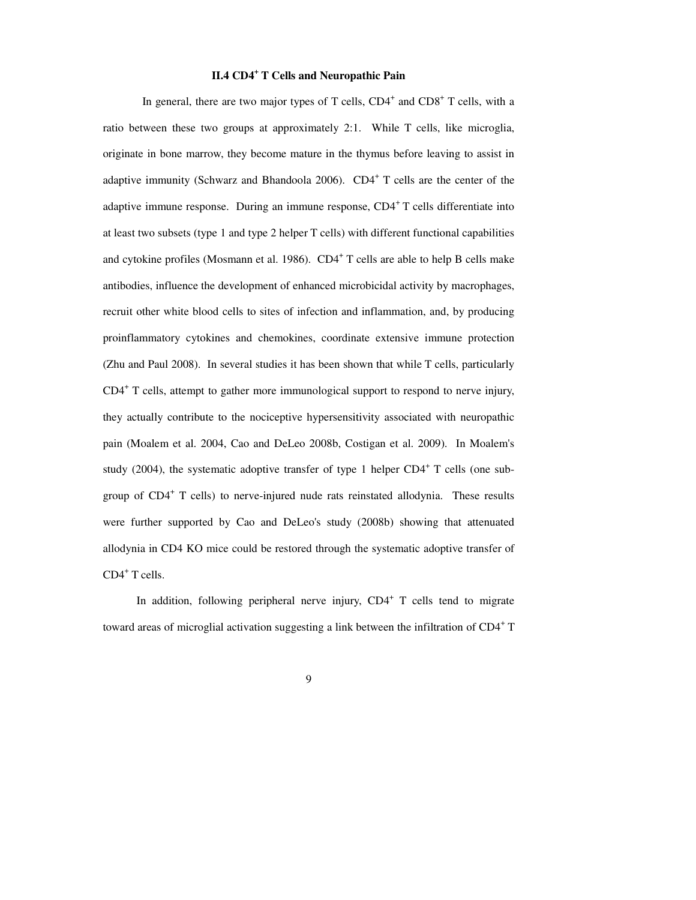## II.4 $CD4^+$ T Cells and Neuropathic Pain

In general, there are two major types of T cells, $CD4^+$ and $CD8^+$ T cells, with a ratio between these two groups at approximately 2:1. While T cells, like microglia, originate in bone marrow, they become mature in the thymus before leaving to assist in adaptive immunity (Schwarz and Bhandoola 2006). $CD4^+$ T cells are the center of the adaptive immune response. During an immune response, $CD4^+$ T cells differentiate into at least two subsets (type 1 and type 2 helper T cells) with different functional capabilities and cytokine profiles (Mosmann et al. 1986). $CD4^+$ T cells are able to help B cells make antibodies, influence the development of enhanced microbicidal activity by macrophages, recruit other white blood cells to sites of infection and inflammation, and, by producing proinflammatory cytokines and chemokines, coordinate extensive immune protection (Zhu and Paul 2008). In several studies it has been shown that while T cells, particularly $CD4^+$ T cells, attempt to gather more immunological support to respond to nerve injury, they actually contribute to the nociceptive hypersensitivity associated with neuropathic pain (Moalem et al. 2004, Cao and DeLeo 2008b, Costigan et al. 2009). In Moalem's study (2004), the systematic adoptive transfer of type 1 helper $CD4^+$ T cells (one sub-group of $CD4^+$ T cells) to nerve-injured nude rats reinstated allodynia. These results were further supported by Cao and DeLeo's study (2008b) showing that attenuated allodynia in CD4 KO mice could be restored through the systematic adoptive transfer of $CD4^+$ T cells.

In addition, following peripheral nerve injury, $CD4^+$ T cells tend to migrate toward areas of microglial activation suggesting a link between the infiltration of $CD4^+$ T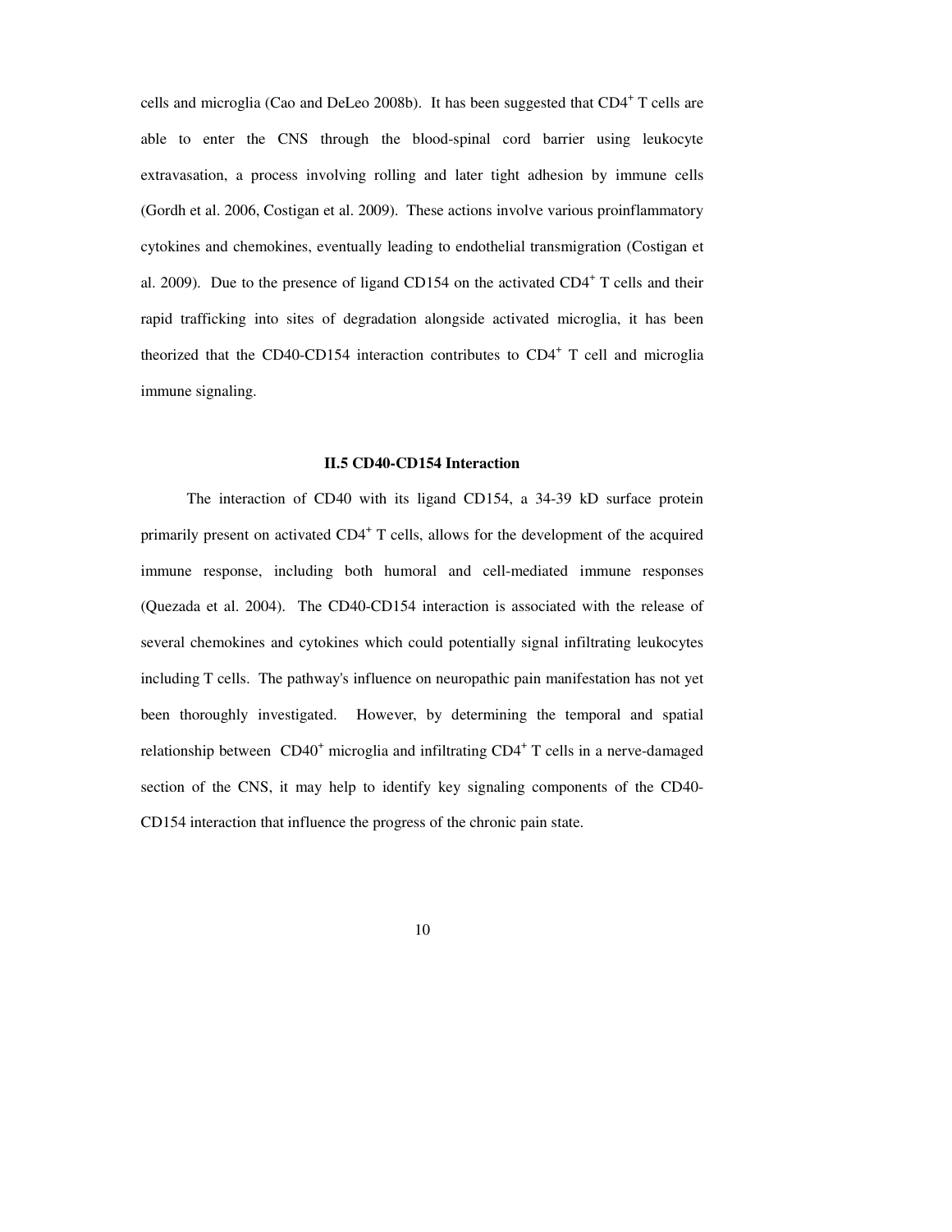cells and microglia (Cao and DeLeo 2008b). It has been suggested that $CD4^+$ T cells are able to enter the CNS through the blood-spinal cord barrier using leukocyte extravasation, a process involving rolling and later tight adhesion by immune cells (Gordh et al. 2006, Costigan et al. 2009). These actions involve various proinflammatory cytokines and chemokines, eventually leading to endothelial transmigration (Costigan et al. 2009). Due to the presence of ligand CD154 on the activated $CD4^+$ T cells and their rapid trafficking into sites of degradation alongside activated microglia, it has been theorized that the CD40-CD154 interaction contributes to $CD4^+$ T cell and microglia immune signaling.

### II.5 CD40-CD154 Interaction

The interaction of CD40 with its ligand CD154, a 34-39 kD surface protein primarily present on activated $CD4^+$ T cells, allows for the development of the acquired immune response, including both humoral and cell-mediated immune responses (Quezada et al. 2004). The CD40-CD154 interaction is associated with the release of several chemokines and cytokines which could potentially signal infiltrating leukocytes including T cells. The pathway's influence on neuropathic pain manifestation has not yet been thoroughly investigated. However, by determining the temporal and spatial relationship between $CD40^+$ microglia and infiltrating $CD4^+$ T cells in a nerve-damaged section of the CNS, it may help to identify key signaling components of the CD40-CD154 interaction that influence the progress of the chronic pain state.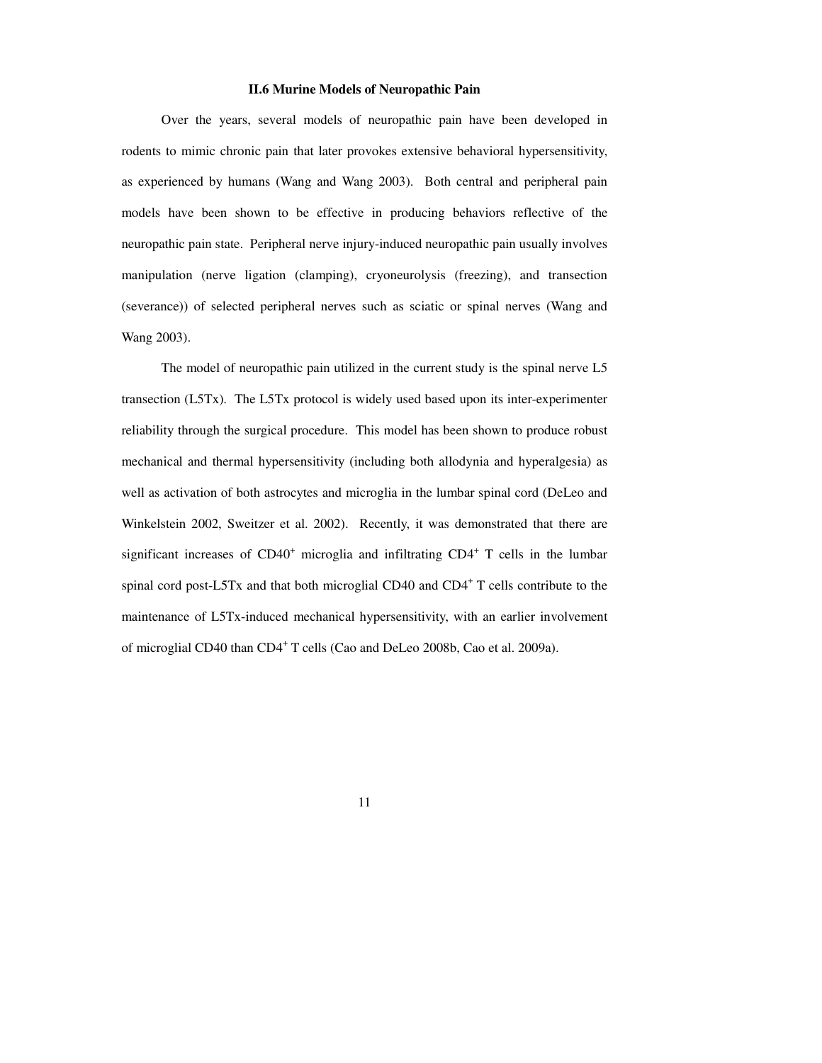### II.6 Murine Models of Neuropathic Pain

Over the years, several models of neuropathic pain have been developed in rodents to mimic chronic pain that later provokes extensive behavioral hypersensitivity, as experienced by humans (Wang and Wang 2003). Both central and peripheral pain models have been shown to be effective in producing behaviors reflective of the neuropathic pain state. Peripheral nerve injury-induced neuropathic pain usually involves manipulation (nerve ligation (clamping), cryoneurolysis (freezing), and transection (severance)) of selected peripheral nerves such as sciatic or spinal nerves (Wang and Wang 2003).

The model of neuropathic pain utilized in the current study is the spinal nerve L5 transection (L5Tx). The L5Tx protocol is widely used based upon its inter-experimenter reliability through the surgical procedure. This model has been shown to produce robust mechanical and thermal hypersensitivity (including both allodynia and hyperalgesia) as well as activation of both astrocytes and microglia in the lumbar spinal cord (DeLeo and Winkelstein 2002, Sweitzer et al. 2002). Recently, it was demonstrated that there are significant increases of $CD40^+$ microglia and infiltrating $CD4^+$ T cells in the lumbar spinal cord post-L5Tx and that both microglial CD40 and $CD4^+$ T cells contribute to the maintenance of L5Tx-induced mechanical hypersensitivity, with an earlier involvement of microglial CD40 than $CD4^+$ T cells (Cao and DeLeo 2008b, Cao et al. 2009a).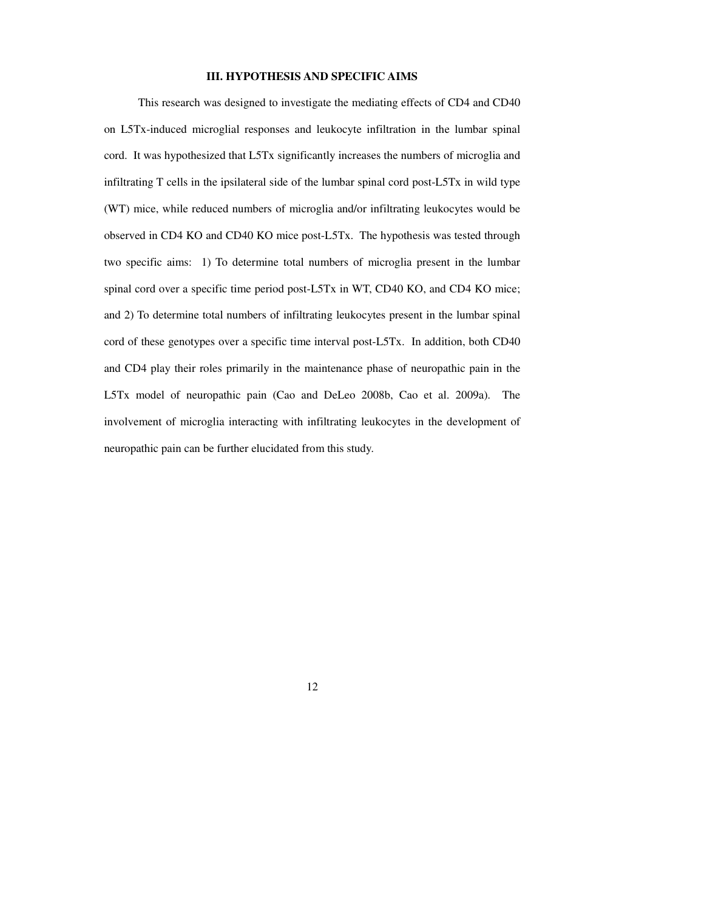## III. HYPOTHESIS AND SPECIFIC AIMS

This research was designed to investigate the mediating effects of CD4 and CD40 on L5Tx-induced microglial responses and leukocyte infiltration in the lumbar spinal cord. It was hypothesized that L5Tx significantly increases the numbers of microglia and infiltrating T cells in the ipsilateral side of the lumbar spinal cord post-L5Tx in wild type (WT) mice, while reduced numbers of microglia and/or infiltrating leukocytes would be observed in CD4 KO and CD40 KO mice post-L5Tx. The hypothesis was tested through two specific aims: 1) To determine total numbers of microglia present in the lumbar spinal cord over a specific time period post-L5Tx in WT, CD40 KO, and CD4 KO mice; and 2) To determine total numbers of infiltrating leukocytes present in the lumbar spinal cord of these genotypes over a specific time interval post-L5Tx. In addition, both CD40 and CD4 play their roles primarily in the maintenance phase of neuropathic pain in the L5Tx model of neuropathic pain (Cao and DeLeo 2008b, Cao et al. 2009a). The involvement of microglia interacting with infiltrating leukocytes in the development of neuropathic pain can be further elucidated from this study.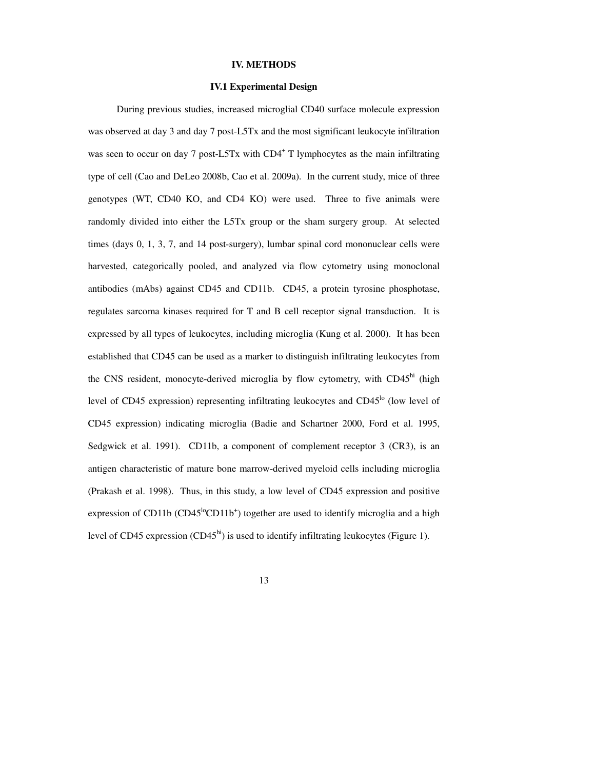# IV. METHODS

## IV.1 Experimental Design

During previous studies, increased microglial CD40 surface molecule expression was observed at day 3 and day 7 post-L5Tx and the most significant leukocyte infiltration was seen to occur on day 7 post-L5Tx with $CD4^+$ T lymphocytes as the main infiltrating type of cell (Cao and DeLeo 2008b, Cao et al. 2009a). In the current study, mice of three genotypes (WT, CD40 KO, and CD4 KO) were used. Three to five animals were randomly divided into either the L5Tx group or the sham surgery group. At selected times (days 0, 1, 3, 7, and 14 post-surgery), lumbar spinal cord mononuclear cells were harvested, categorically pooled, and analyzed via flow cytometry using monoclonal antibodies (mAbs) against CD45 and CD11b. CD45, a protein tyrosine phosphotase, regulates sarcoma kinases required for T and B cell receptor signal transduction. It is expressed by all types of leukocytes, including microglia (Kung et al. 2000). It has been established that CD45 can be used as a marker to distinguish infiltrating leukocytes from the CNS resident, monocyte-derived microglia by flow cytometry, with $CD45^{hi}$ (high level of CD45 expression) representing infiltrating leukocytes and $CD45^{lo}$ (low level of CD45 expression) indicating microglia (Badie and Schartner 2000, Ford et al. 1995, Sedgwick et al. 1991). CD11b, a component of complement receptor 3 (CR3), is an antigen characteristic of mature bone marrow-derived myeloid cells including microglia (Prakash et al. 1998). Thus, in this study, a low level of CD45 expression and positive expression of CD11b ($CD45^{lo}CD11b^+$) together are used to identify microglia and a high level of CD45 expression ($CD45^{hi}$) is used to identify infiltrating leukocytes (Figure 1).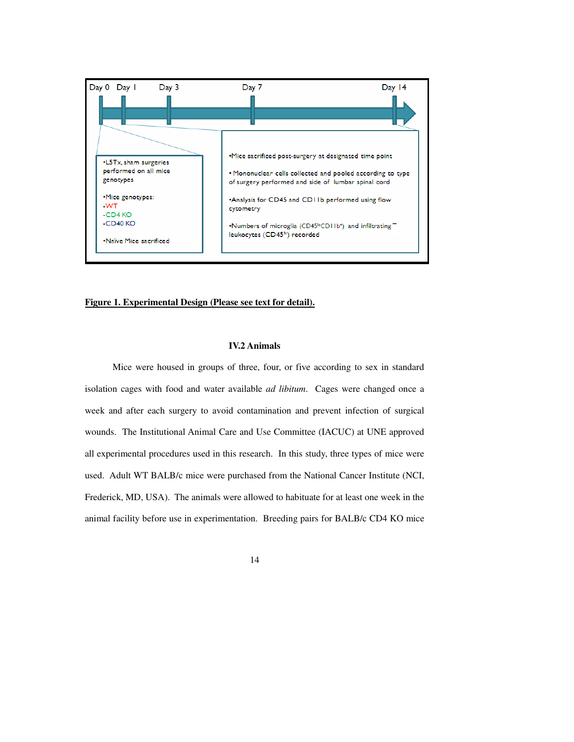Day 0 Day 1 Day 3 Day 7 Day 14

•L5Tx, sham surgeries performed on all mice genotypes

•Mice genotypes:
-WT
-CD4 KO
-CD40 KO

•Naïve Mice sacrificed

•Mice sacrificed post-surgery at designated time point

• Mononuclear cells collected and pooled according to type of surgery performed and side of lumbar spinal cord

•Analysis for CD45 and CD11b performed using flow cytometry

•Numbers of microglia ($CD45^{lo}CD11b^{+}$) and infiltrating leukocytes ($CD45^{hi}$) recorded

**Figure 1. Experimental Design (Please see text for detail).**

### IV.2 Animals

Mice were housed in groups of three, four, or five according to sex in standard isolation cages with food and water available *ad libitum*. Cages were changed once a week and after each surgery to avoid contamination and prevent infection of surgical wounds. The Institutional Animal Care and Use Committee (IACUC) at UNE approved all experimental procedures used in this research. In this study, three types of mice were used. Adult WT BALB/c mice were purchased from the National Cancer Institute (NCI, Frederick, MD, USA). The animals were allowed to habituate for at least one week in the animal facility before use in experimentation. Breeding pairs for BALB/c CD4 KO mice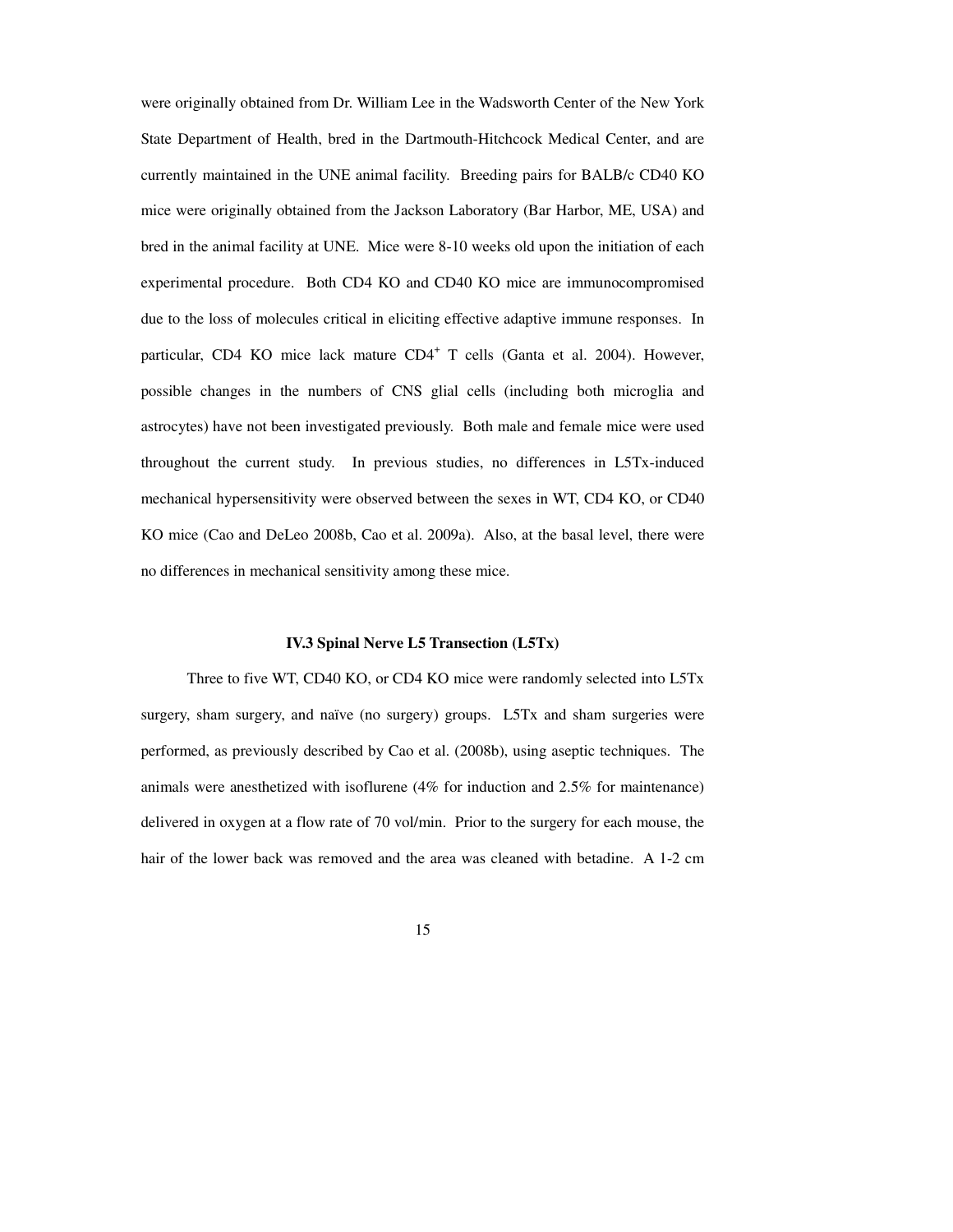were originally obtained from Dr. William Lee in the Wadsworth Center of the New York State Department of Health, bred in the Dartmouth-Hitchcock Medical Center, and are currently maintained in the UNE animal facility. Breeding pairs for BALB/c CD40 KO mice were originally obtained from the Jackson Laboratory (Bar Harbor, ME, USA) and bred in the animal facility at UNE. Mice were 8-10 weeks old upon the initiation of each experimental procedure. Both CD4 KO and CD40 KO mice are immunocompromised due to the loss of molecules critical in eliciting effective adaptive immune responses. In particular, CD4 KO mice lack mature $CD4^{+}$ T cells (Ganta et al. 2004). However, possible changes in the numbers of CNS glial cells (including both microglia and astrocytes) have not been investigated previously. Both male and female mice were used throughout the current study. In previous studies, no differences in L5Tx-induced mechanical hypersensitivity were observed between the sexes in WT, CD4 KO, or CD40 KO mice (Cao and DeLeo 2008b, Cao et al. 2009a). Also, at the basal level, there were no differences in mechanical sensitivity among these mice.

### IV.3 Spinal Nerve L5 Transection (L5Tx)

Three to five WT, CD40 KO, or CD4 KO mice were randomly selected into L5Tx surgery, sham surgery, and naïve (no surgery) groups. L5Tx and sham surgeries were performed, as previously described by Cao et al. (2008b), using aseptic techniques. The animals were anesthetized with isoflurene (4% for induction and 2.5% for maintenance) delivered in oxygen at a flow rate of 70 vol/min. Prior to the surgery for each mouse, the hair of the lower back was removed and the area was cleaned with betadine. A 1-2 cm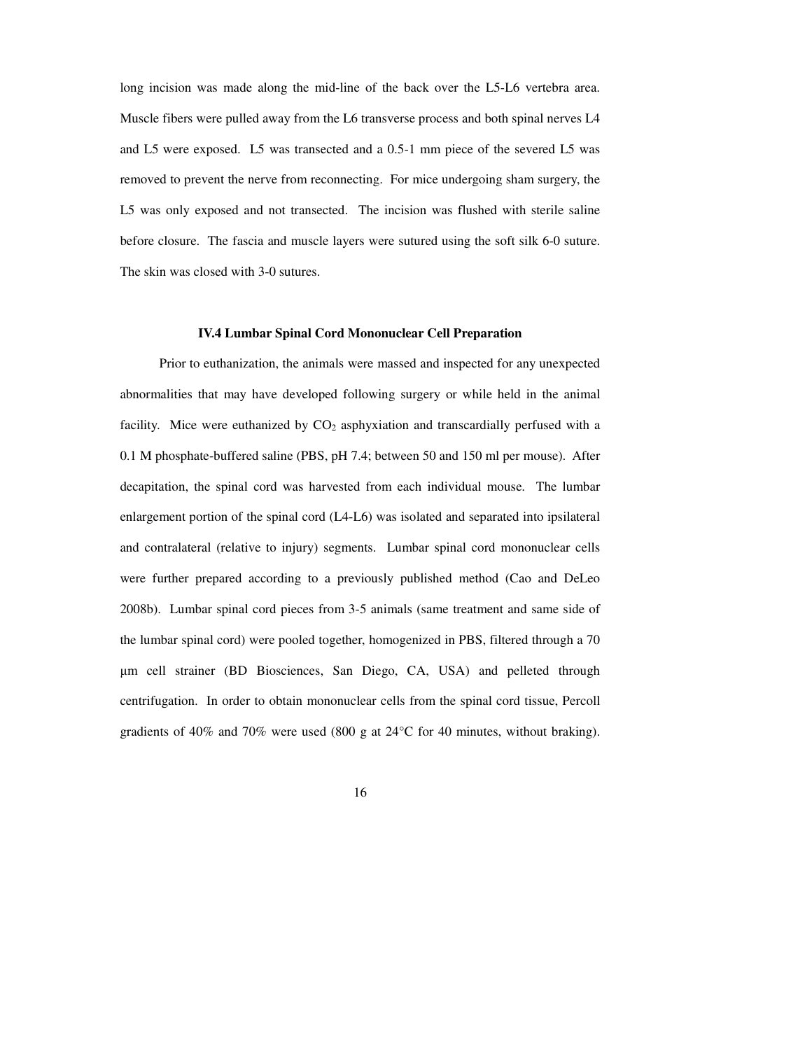long incision was made along the mid-line of the back over the L5-L6 vertebra area. Muscle fibers were pulled away from the L6 transverse process and both spinal nerves L4 and L5 were exposed. L5 was transected and a 0.5-1 mm piece of the severed L5 was removed to prevent the nerve from reconnecting. For mice undergoing sham surgery, the L5 was only exposed and not transected. The incision was flushed with sterile saline before closure. The fascia and muscle layers were sutured using the soft silk 6-0 suture. The skin was closed with 3-0 sutures.

### IV.4 Lumbar Spinal Cord Mononuclear Cell Preparation

Prior to euthanization, the animals were massed and inspected for any unexpected abnormalities that may have developed following surgery or while held in the animal facility. Mice were euthanized by $CO_2$ asphyxiation and transcardially perfused with a 0.1 M phosphate-buffered saline (PBS, pH 7.4; between 50 and 150 ml per mouse). After decapitation, the spinal cord was harvested from each individual mouse. The lumbar enlargement portion of the spinal cord (L4-L6) was isolated and separated into ipsilateral and contralateral (relative to injury) segments. Lumbar spinal cord mononuclear cells were further prepared according to a previously published method (Cao and DeLeo 2008b). Lumbar spinal cord pieces from 3-5 animals (same treatment and same side of the lumbar spinal cord) were pooled together, homogenized in PBS, filtered through a 70 μm cell strainer (BD Biosciences, San Diego, CA, USA) and pelleted through centrifugation. In order to obtain mononuclear cells from the spinal cord tissue, Percoll gradients of 40% and 70% were used (800 g at 24°C for 40 minutes, without braking).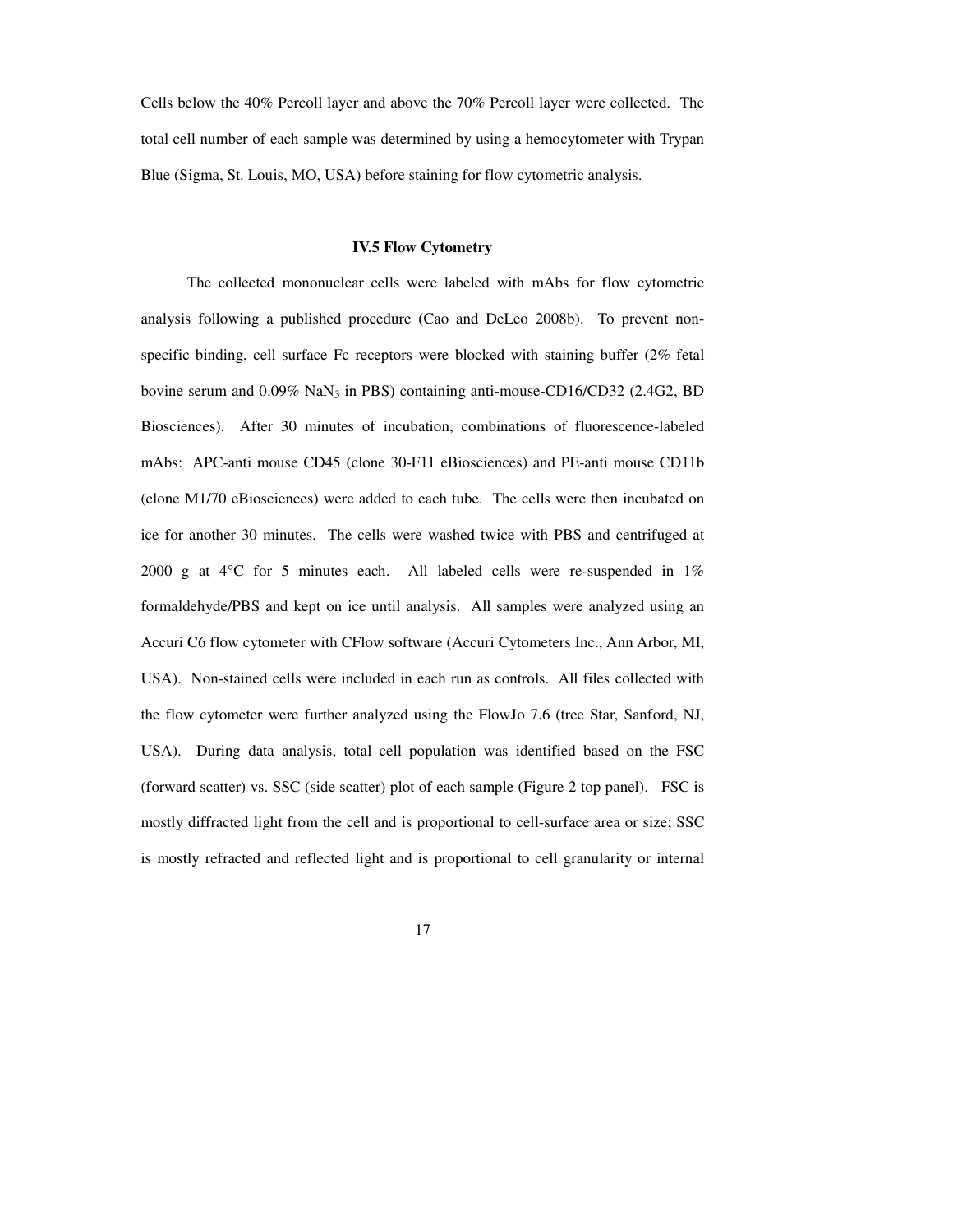Cells below the 40% Percoll layer and above the 70% Percoll layer were collected. The total cell number of each sample was determined by using a hemocytometer with Trypan Blue (Sigma, St. Louis, MO, USA) before staining for flow cytometric analysis.

### IV.5 Flow Cytometry

The collected mononuclear cells were labeled with mAbs for flow cytometric analysis following a published procedure (Cao and DeLeo 2008b). To prevent non-specific binding, cell surface Fc receptors were blocked with staining buffer (2% fetal bovine serum and 0.09% $NaN_3$ in PBS) containing anti-mouse-CD16/CD32 (2.4G2, BD Biosciences). After 30 minutes of incubation, combinations of fluorescence-labeled mAbs: APC-anti mouse CD45 (clone 30-F11 eBiosciences) and PE-anti mouse CD11b (clone M1/70 eBiosciences) were added to each tube. The cells were then incubated on ice for another 30 minutes. The cells were washed twice with PBS and centrifuged at 2000 g at 4°C for 5 minutes each. All labeled cells were re-suspended in 1% formaldehyde/PBS and kept on ice until analysis. All samples were analyzed using an Accuri C6 flow cytometer with CFlow software (Accuri Cytometers Inc., Ann Arbor, MI, USA). Non-stained cells were included in each run as controls. All files collected with the flow cytometer were further analyzed using the FlowJo 7.6 (tree Star, Sanford, NJ, USA). During data analysis, total cell population was identified based on the FSC (forward scatter) vs. SSC (side scatter) plot of each sample (Figure 2 top panel). FSC is mostly diffracted light from the cell and is proportional to cell-surface area or size; SSC is mostly refracted and reflected light and is proportional to cell granularity or internal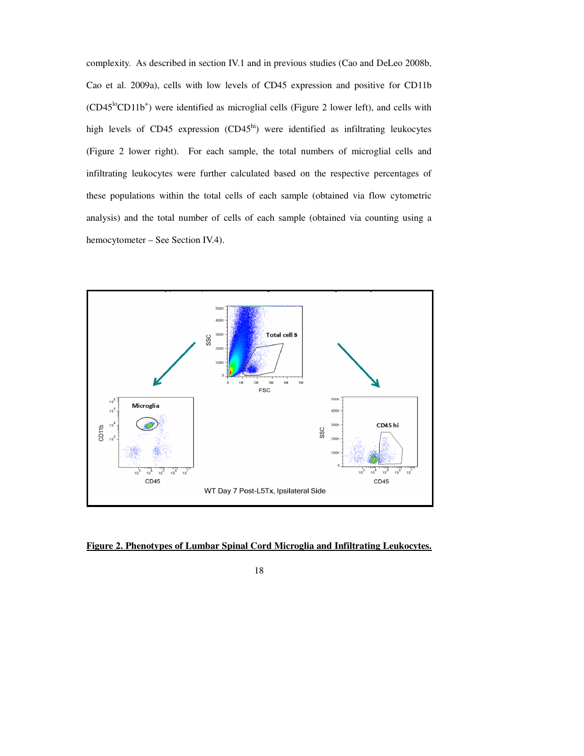complexity. As described in section IV.1 and in previous studies (Cao and DeLeo 2008b, Cao et al. 2009a), cells with low levels of CD45 expression and positive for CD11b ($CD45^{lo}CD11b^{+}$) were identified as microglial cells (Figure 2 lower left), and cells with high levels of CD45 expression ($CD45^{hi}$) were identified as infiltrating leukocytes (Figure 2 lower right). For each sample, the total numbers of microglial cells and infiltrating leukocytes were further calculated based on the respective percentages of these populations within the total cells of each sample (obtained via flow cytometric analysis) and the total number of cells of each sample (obtained via counting using a hemocytometer – See Section IV.4).

**Figure 2. Phenotypes of Lumbar Spinal Cord Microglia and Infiltrating Leukocytes.**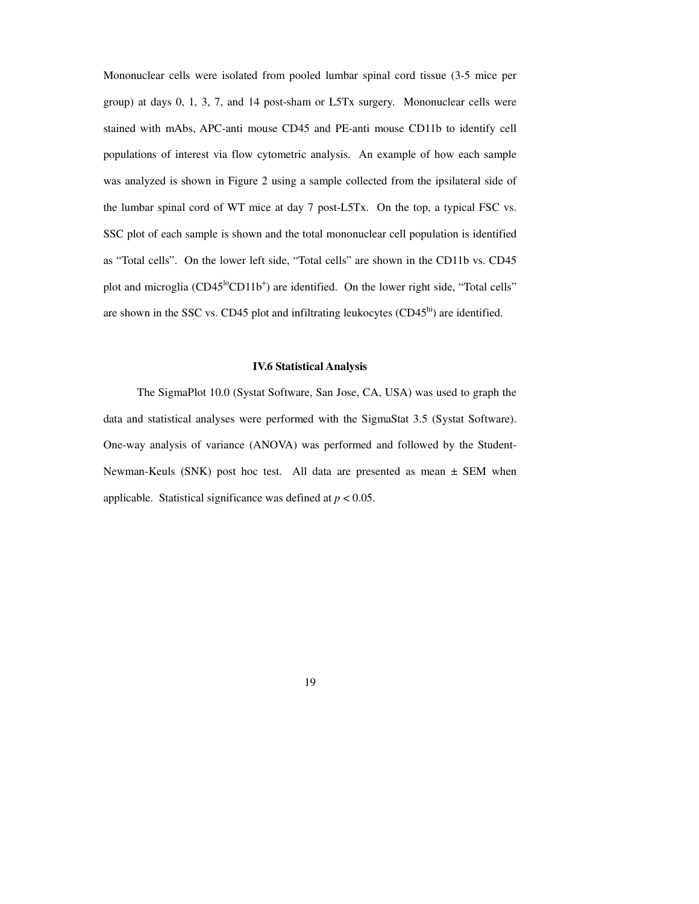Mononuclear cells were isolated from pooled lumbar spinal cord tissue (3-5 mice per group) at days 0, 1, 3, 7, and 14 post-sham or L5Tx surgery. Mononuclear cells were stained with mAbs, APC-anti mouse CD45 and PE-anti mouse CD11b to identify cell populations of interest via flow cytometric analysis. An example of how each sample was analyzed is shown in Figure 2 using a sample collected from the ipsilateral side of the lumbar spinal cord of WT mice at day 7 post-L5Tx. On the top, a typical FSC vs. SSC plot of each sample is shown and the total mononuclear cell population is identified as "Total cells". On the lower left side, "Total cells" are shown in the CD11b vs. CD45 plot and microglia ($CD45^{lo}CD11b^{+}$) are identified. On the lower right side, "Total cells" are shown in the SSC vs. CD45 plot and infiltrating leukocytes ($CD45^{hi}$) are identified.

### IV.6 Statistical Analysis

The SigmaPlot 10.0 (Systat Software, San Jose, CA, USA) was used to graph the data and statistical analyses were performed with the SigmaStat 3.5 (Systat Software). One-way analysis of variance (ANOVA) was performed and followed by the Student-Newman-Keuls (SNK) post hoc test. All data are presented as mean ± SEM when applicable. Statistical significance was defined at $p < 0.05$.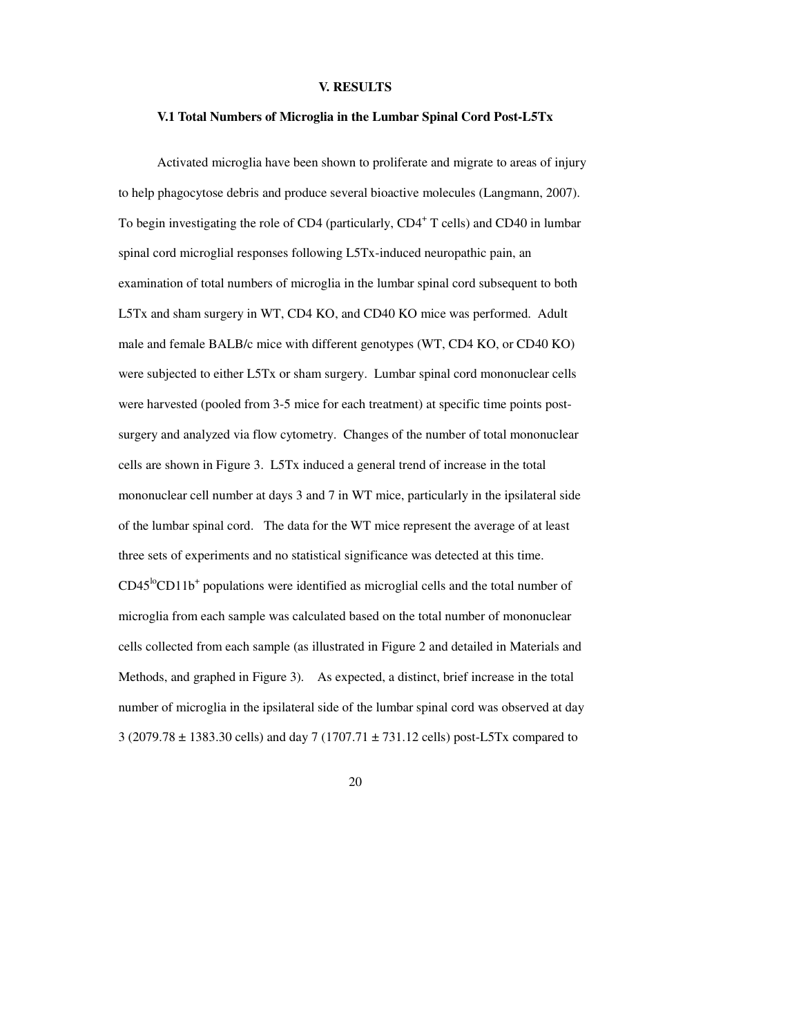# V. RESULTS

## V.1 Total Numbers of Microglia in the Lumbar Spinal Cord Post-L5Tx

Activated microglia have been shown to proliferate and migrate to areas of injury to help phagocytose debris and produce several bioactive molecules (Langmann, 2007). To begin investigating the role of CD4 (particularly, $CD4^+$ T cells) and CD40 in lumbar spinal cord microglial responses following L5Tx-induced neuropathic pain, an examination of total numbers of microglia in the lumbar spinal cord subsequent to both L5Tx and sham surgery in WT, CD4 KO, and CD40 KO mice was performed. Adult male and female BALB/c mice with different genotypes (WT, CD4 KO, or CD40 KO) were subjected to either L5Tx or sham surgery. Lumbar spinal cord mononuclear cells were harvested (pooled from 3-5 mice for each treatment) at specific time points post-surgery and analyzed via flow cytometry. Changes of the number of total mononuclear cells are shown in Figure 3. L5Tx induced a general trend of increase in the total mononuclear cell number at days 3 and 7 in WT mice, particularly in the ipsilateral side of the lumbar spinal cord. The data for the WT mice represent the average of at least three sets of experiments and no statistical significance was detected at this time. $CD45^{lo}CD11b^+$ populations were identified as microglial cells and the total number of microglia from each sample was calculated based on the total number of mononuclear cells collected from each sample (as illustrated in Figure 2 and detailed in Materials and Methods, and graphed in Figure 3). As expected, a distinct, brief increase in the total number of microglia in the ipsilateral side of the lumbar spinal cord was observed at day 3 (2079.78 ± 1383.30 cells) and day 7 (1707.71 ± 731.12 cells) post-L5Tx compared to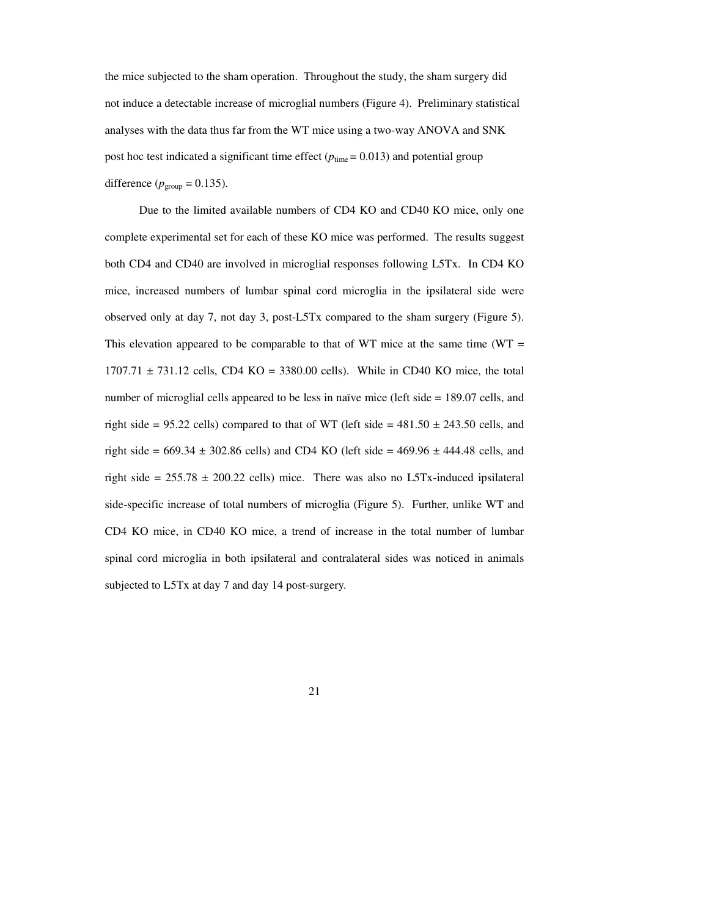the mice subjected to the sham operation. Throughout the study, the sham surgery did not induce a detectable increase of microglial numbers (Figure 4). Preliminary statistical analyses with the data thus far from the WT mice using a two-way ANOVA and SNK post hoc test indicated a significant time effect ($p_{\text{time}} = 0.013$) and potential group difference ($p_{\text{group}} = 0.135$).

Due to the limited available numbers of CD4 KO and CD40 KO mice, only one complete experimental set for each of these KO mice was performed. The results suggest both CD4 and CD40 are involved in microglial responses following L5Tx. In CD4 KO mice, increased numbers of lumbar spinal cord microglia in the ipsilateral side were observed only at day 7, not day 3, post-L5Tx compared to the sham surgery (Figure 5). This elevation appeared to be comparable to that of WT mice at the same time (WT = 1707.71 ± 731.12 cells, CD4 KO = 3380.00 cells). While in CD40 KO mice, the total number of microglial cells appeared to be less in naïve mice (left side = 189.07 cells, and right side = 95.22 cells) compared to that of WT (left side = 481.50 ± 243.50 cells, and right side = 669.34 ± 302.86 cells) and CD4 KO (left side = 469.96 ± 444.48 cells, and right side = 255.78 ± 200.22 cells) mice. There was also no L5Tx-induced ipsilateral side-specific increase of total numbers of microglia (Figure 5). Further, unlike WT and CD4 KO mice, in CD40 KO mice, a trend of increase in the total number of lumbar spinal cord microglia in both ipsilateral and contralateral sides was noticed in animals subjected to L5Tx at day 7 and day 14 post-surgery.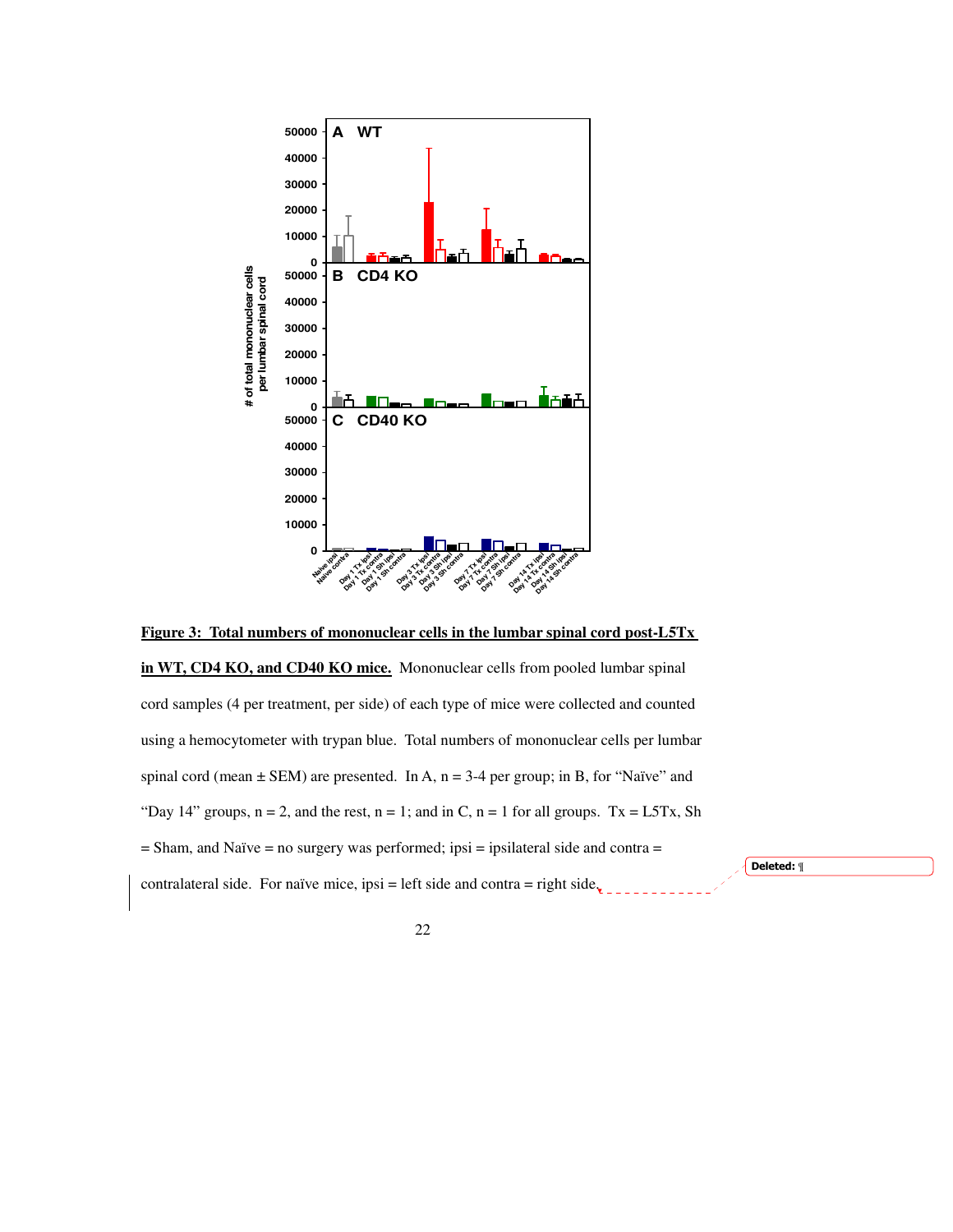**Figure 3: Total numbers of mononuclear cells in the lumbar spinal cord post-L5Tx in WT, CD4 KO, and CD40 KO mice.** Mononuclear cells from pooled lumbar spinal cord samples (4 per treatment, per side) of each type of mice were collected and counted using a hemocytometer with trypan blue. Total numbers of mononuclear cells per lumbar spinal cord (mean ± SEM) are presented. In A, n = 3-4 per group; in B, for "Naïve" and "Day 14" groups, n = 2, and the rest, n = 1; and in C, n = 1 for all groups. Tx = L5Tx, Sh = Sham, and Naïve = no surgery was performed; ipsi = ipsilateral side and contra = contralateral side. For naïve mice, ipsi = left side and contra = right side.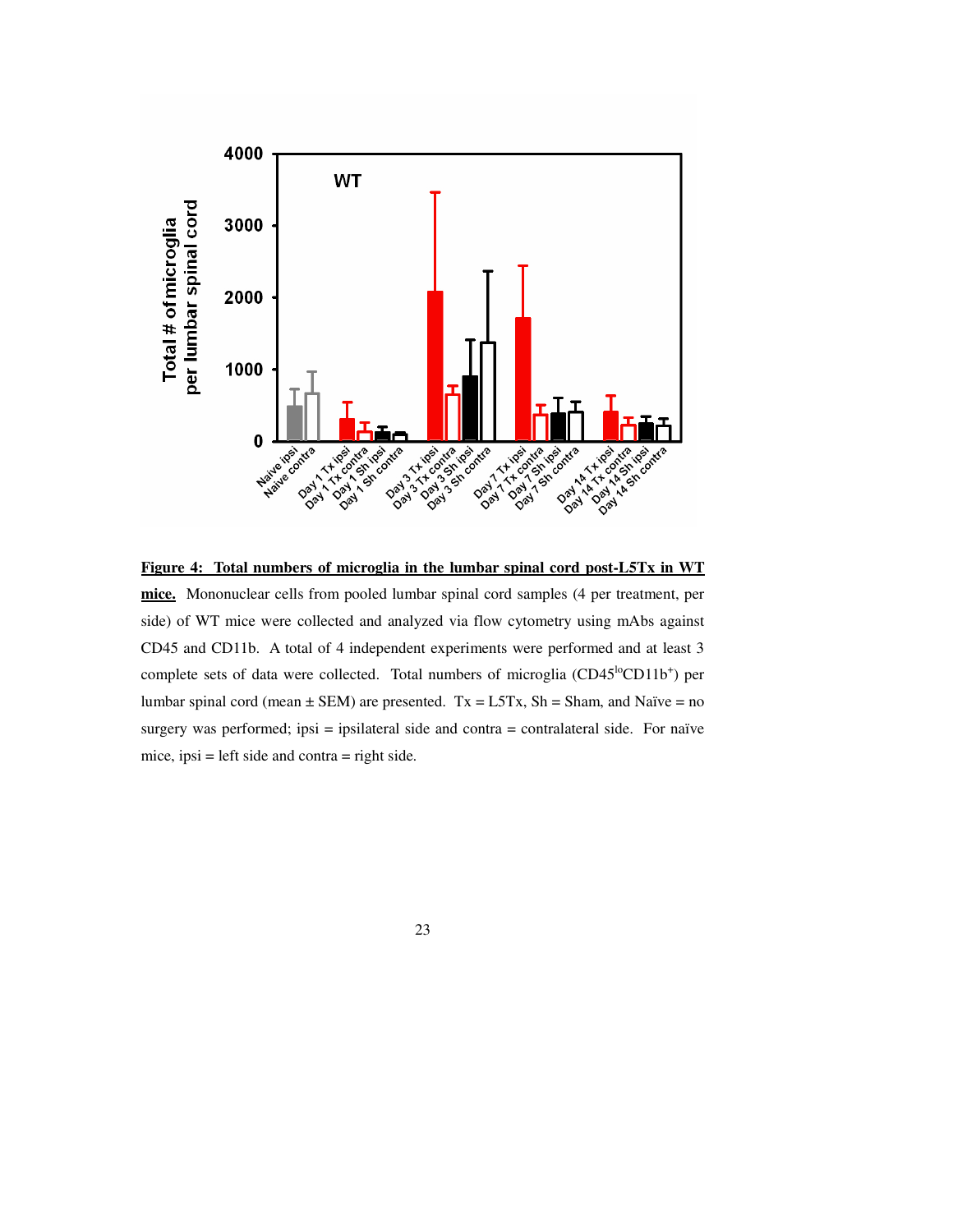**Figure 4: Total numbers of microglia in the lumbar spinal cord post-L5Tx in WT mice.** Mononuclear cells from pooled lumbar spinal cord samples (4 per treatment, per side) of WT mice were collected and analyzed via flow cytometry using mAbs against CD45 and CD11b. A total of 4 independent experiments were performed and at least 3 complete sets of data were collected. Total numbers of microglia ($CD45^{lo}CD11b^{+}$) per lumbar spinal cord (mean ± SEM) are presented. Tx = L5Tx, Sh = Sham, and Naïve = no surgery was performed; ipsi = ipsilateral side and contra = contralateral side. For naïve mice, ipsi = left side and contra = right side.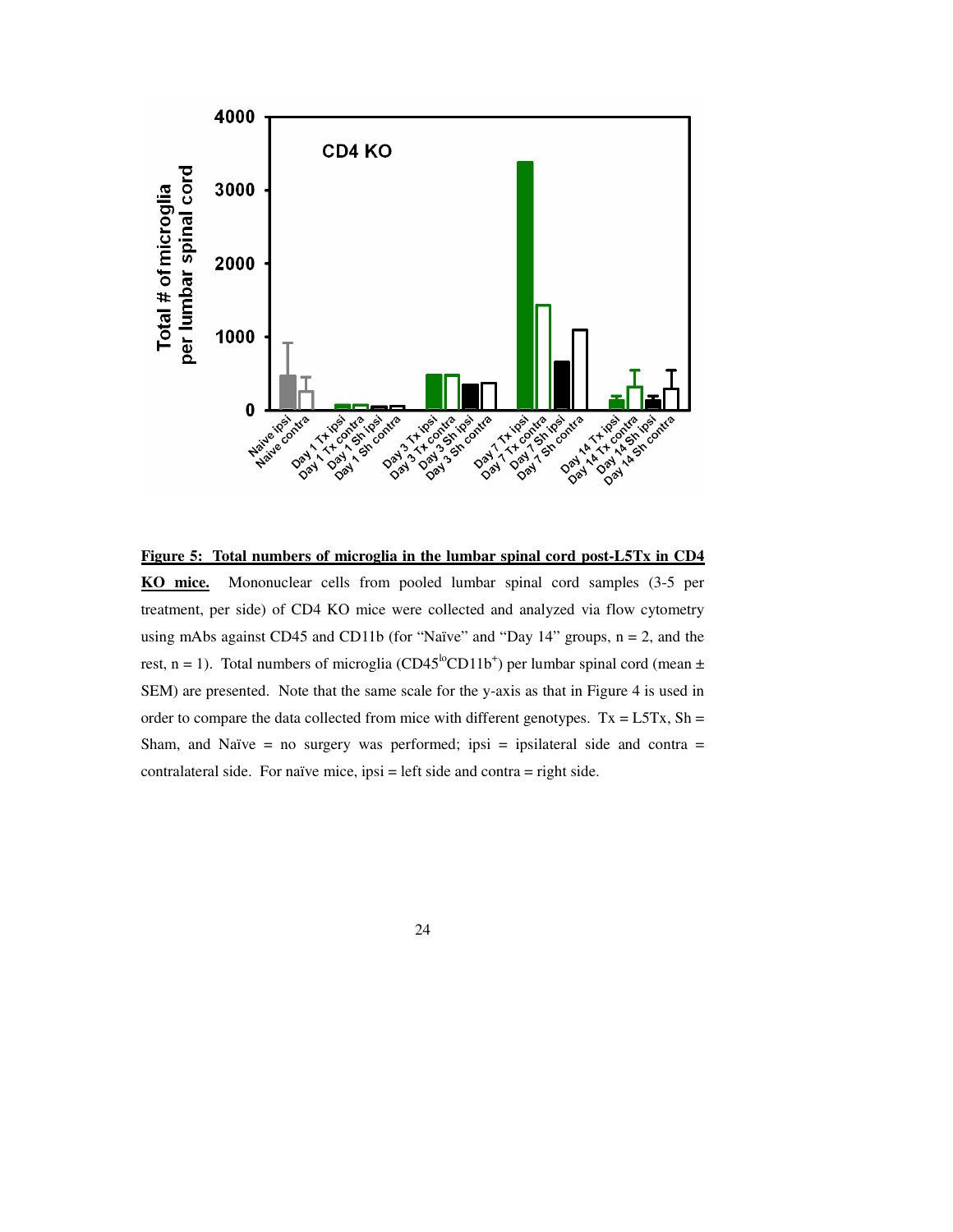**Figure 5: Total numbers of microglia in the lumbar spinal cord post-L5Tx in CD4 KO mice.** Mononuclear cells from pooled lumbar spinal cord samples (3-5 per treatment, per side) of CD4 KO mice were collected and analyzed via flow cytometry using mAbs against CD45 and CD11b (for "Naïve" and "Day 14" groups, n = 2, and the rest, n = 1). Total numbers of microglia ($CD45^{lo}CD11b^{+}$) per lumbar spinal cord (mean ± SEM) are presented. Note that the same scale for the y-axis as that in Figure 4 is used in order to compare the data collected from mice with different genotypes. Tx = L5Tx, Sh = Sham, and Naïve = no surgery was performed; ipsi = ipsilateral side and contra = contralateral side. For naïve mice, ipsi = left side and contra = right side.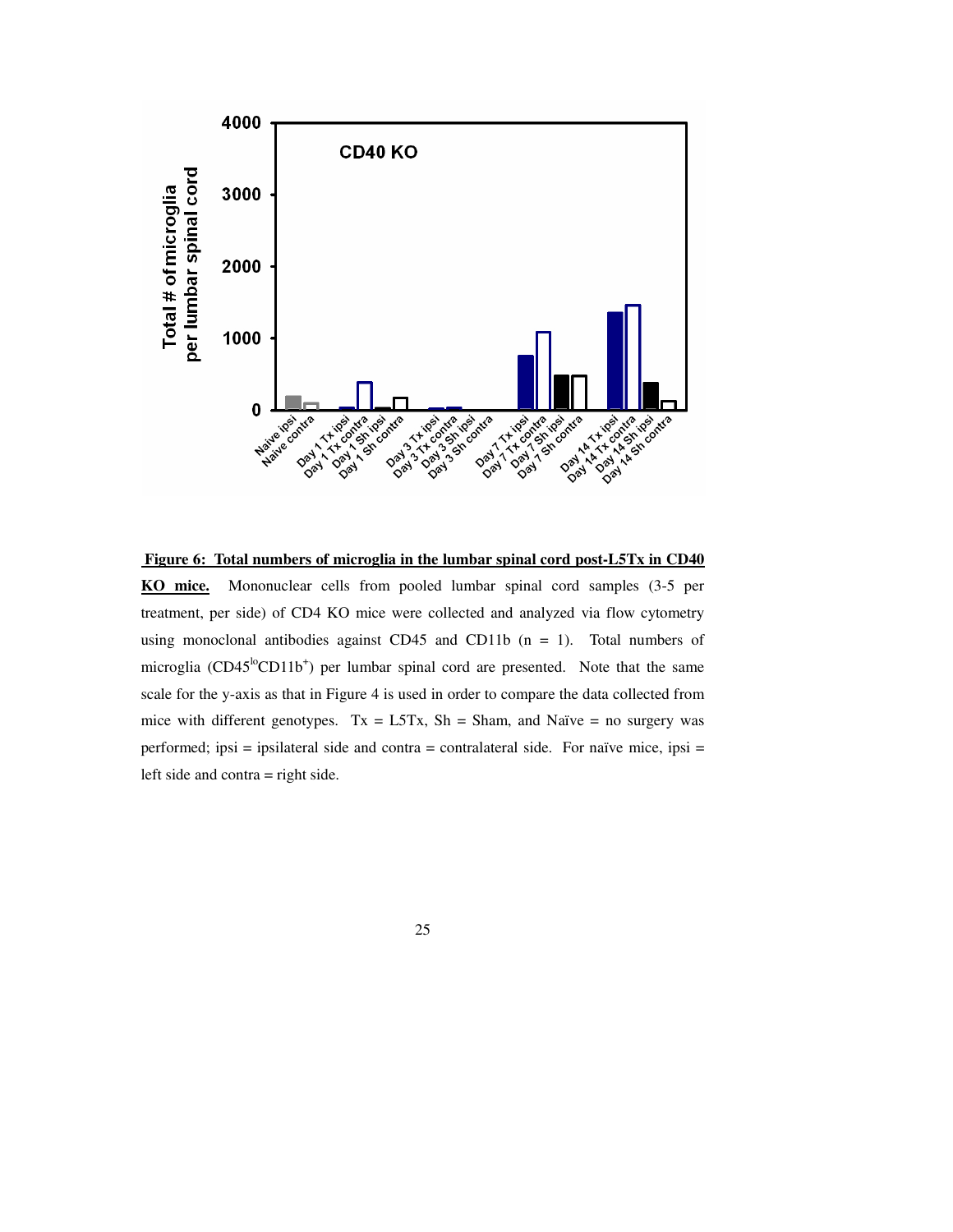**Figure 6: Total numbers of microglia in the lumbar spinal cord post-L5Tx in CD40 KO mice.** Mononuclear cells from pooled lumbar spinal cord samples (3-5 per treatment, per side) of CD4 KO mice were collected and analyzed via flow cytometry using monoclonal antibodies against CD45 and CD11b (n = 1). Total numbers of microglia ($CD45^{lo}CD11b^{+}$) per lumbar spinal cord are presented. Note that the same scale for the y-axis as that in Figure 4 is used in order to compare the data collected from mice with different genotypes. Tx = L5Tx, Sh = Sham, and Naïve = no surgery was performed; ipsi = ipsilateral side and contra = contralateral side. For naïve mice, ipsi = left side and contra = right side.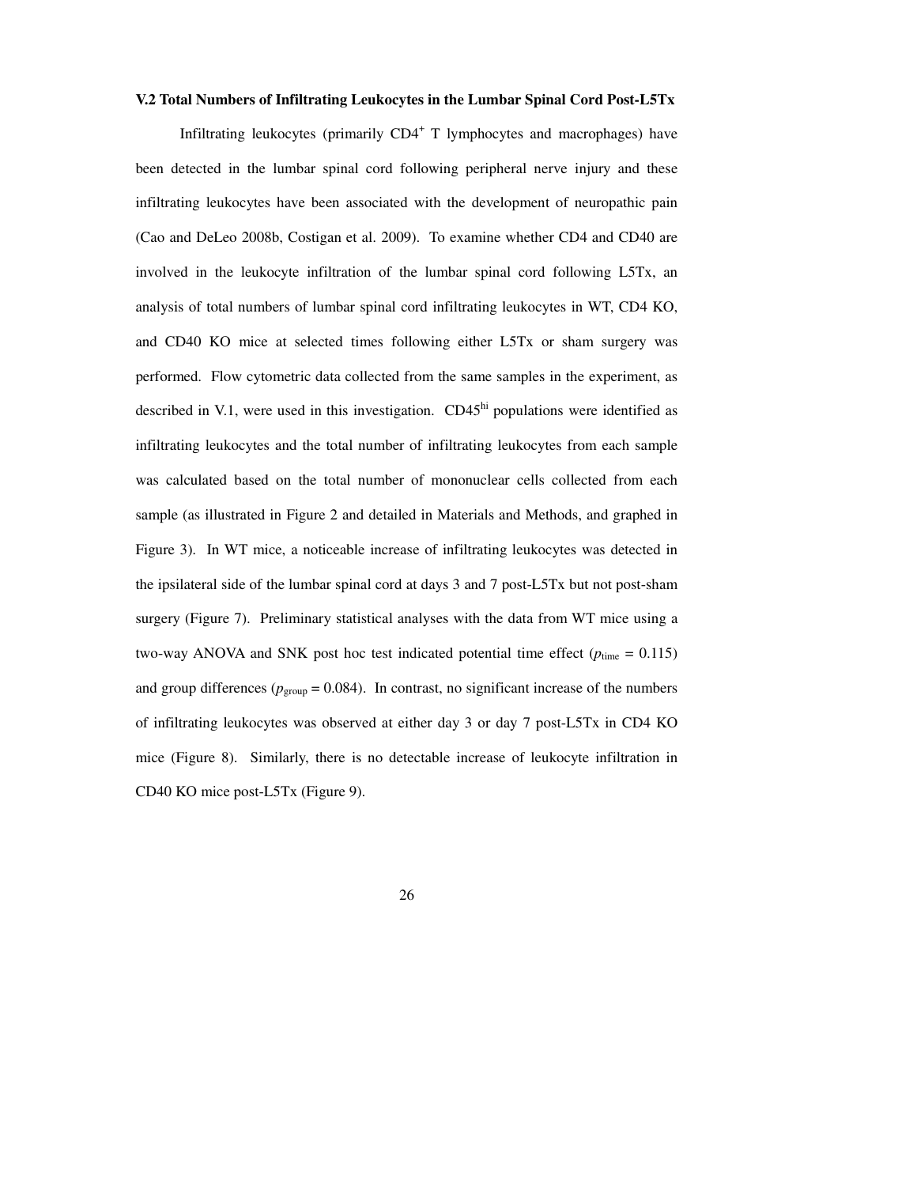### V.2 Total Numbers of Infiltrating Leukocytes in the Lumbar Spinal Cord Post-L5Tx

Infiltrating leukocytes (primarily $CD4^{+}$ T lymphocytes and macrophages) have been detected in the lumbar spinal cord following peripheral nerve injury and these infiltrating leukocytes have been associated with the development of neuropathic pain (Cao and DeLeo 2008b, Costigan et al. 2009). To examine whether CD4 and CD40 are involved in the leukocyte infiltration of the lumbar spinal cord following L5Tx, an analysis of total numbers of lumbar spinal cord infiltrating leukocytes in WT, CD4 KO, and CD40 KO mice at selected times following either L5Tx or sham surgery was performed. Flow cytometric data collected from the same samples in the experiment, as described in V.1, were used in this investigation. $CD45^{hi}$ populations were identified as infiltrating leukocytes and the total number of infiltrating leukocytes from each sample was calculated based on the total number of mononuclear cells collected from each sample (as illustrated in Figure 2 and detailed in Materials and Methods, and graphed in Figure 3). In WT mice, a noticeable increase of infiltrating leukocytes was detected in the ipsilateral side of the lumbar spinal cord at days 3 and 7 post-L5Tx but not post-sham surgery (Figure 7). Preliminary statistical analyses with the data from WT mice using a two-way ANOVA and SNK post hoc test indicated potential time effect ($p_{\text{time}} = 0.115$) and group differences ($p_{\text{group}} = 0.084$). In contrast, no significant increase of the numbers of infiltrating leukocytes was observed at either day 3 or day 7 post-L5Tx in CD4 KO mice (Figure 8). Similarly, there is no detectable increase of leukocyte infiltration in CD40 KO mice post-L5Tx (Figure 9).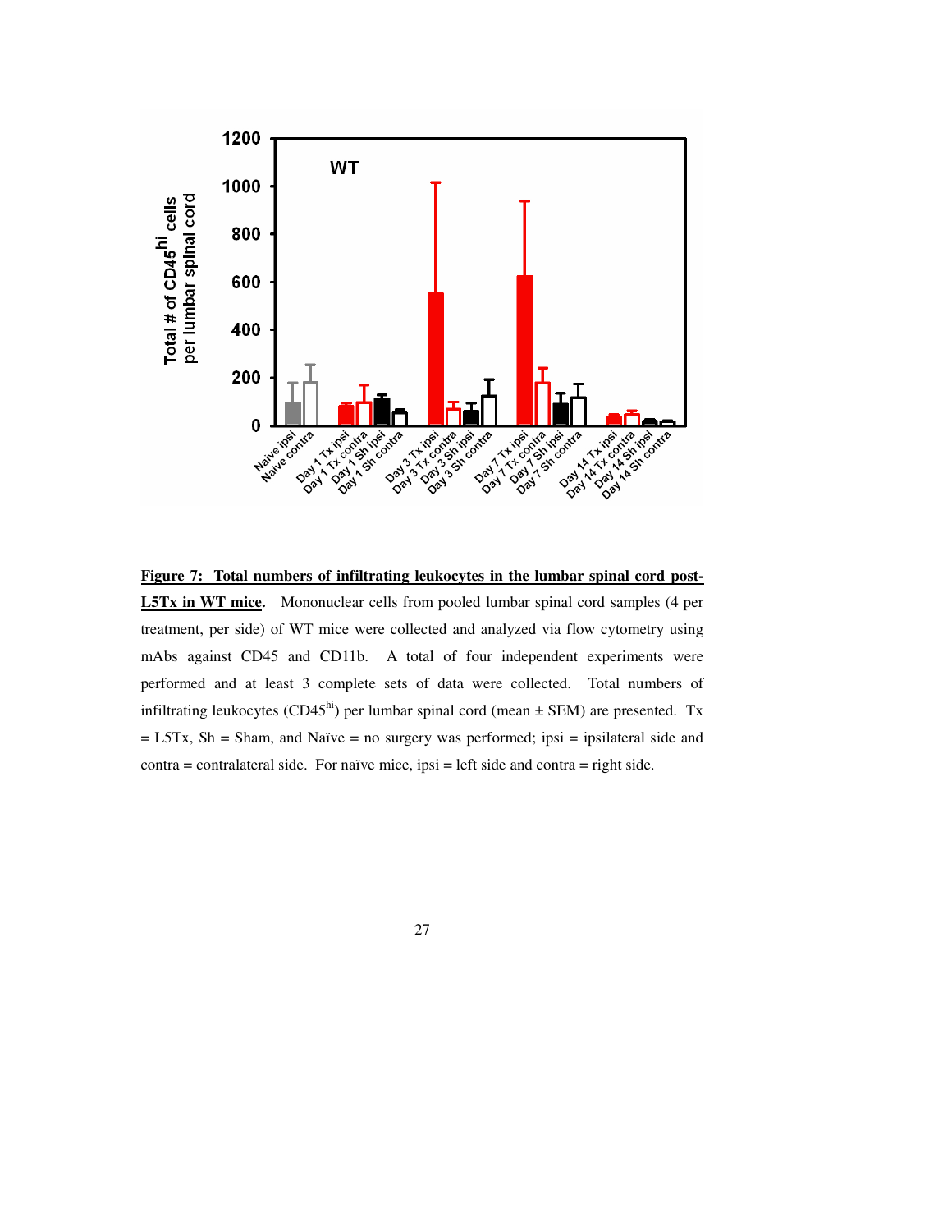**Figure 7: Total numbers of infiltrating leukocytes in the lumbar spinal cord post-L5Tx in WT mice.** Mononuclear cells from pooled lumbar spinal cord samples (4 per treatment, per side) of WT mice were collected and analyzed via flow cytometry using mAbs against CD45 and CD11b. A total of four independent experiments were performed and at least 3 complete sets of data were collected. Total numbers of infiltrating leukocytes ($CD45^{hi}$) per lumbar spinal cord (mean ± SEM) are presented. Tx = L5Tx, Sh = Sham, and Naïve = no surgery was performed; ipsi = ipsilateral side and contra = contralateral side. For naïve mice, ipsi = left side and contra = right side.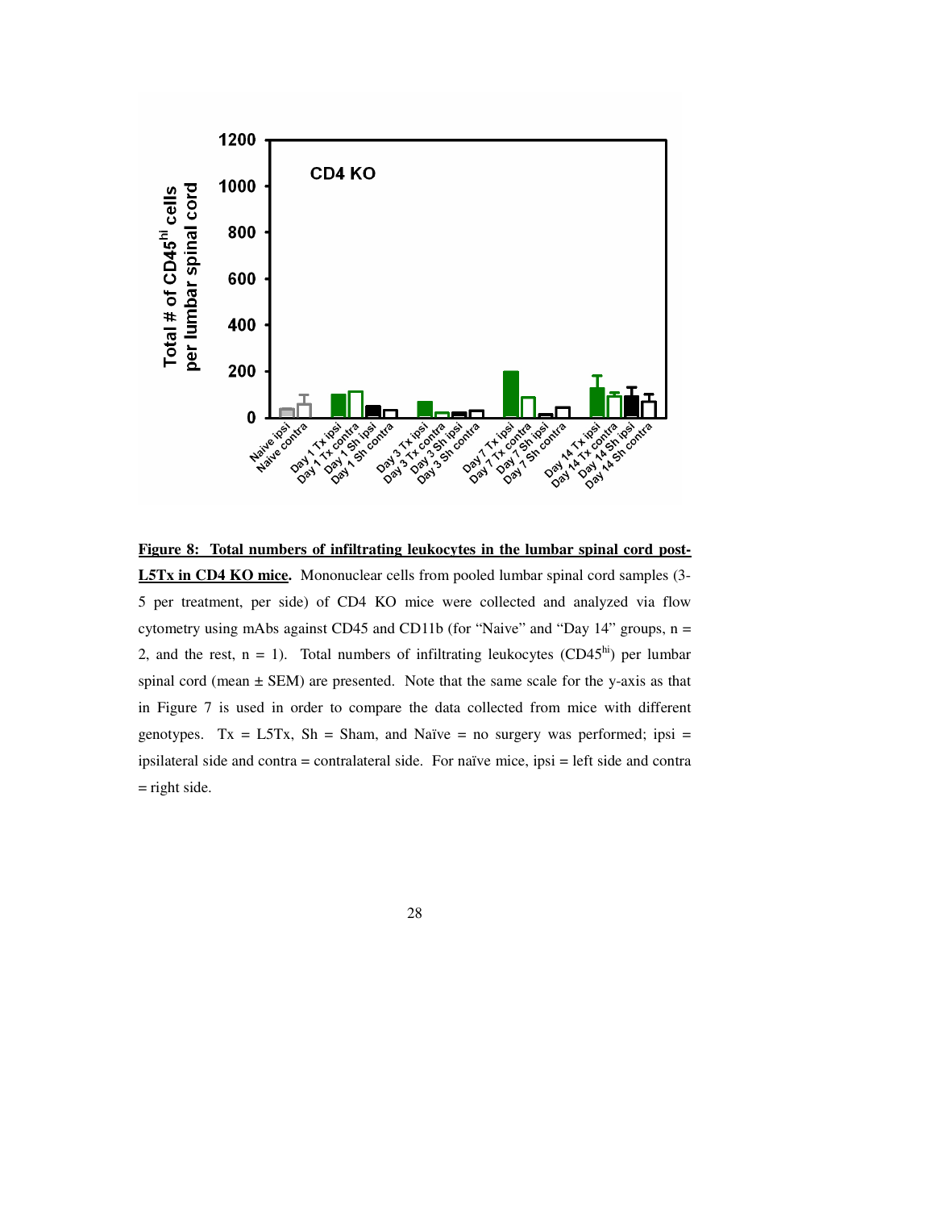**Figure 8: Total numbers of infiltrating leukocytes in the lumbar spinal cord post-L5Tx in CD4 KO mice.** Mononuclear cells from pooled lumbar spinal cord samples (3-5 per treatment, per side) of CD4 KO mice were collected and analyzed via flow cytometry using mAbs against CD45 and CD11b (for "Naive" and "Day 14" groups, n = 2, and the rest, n = 1). Total numbers of infiltrating leukocytes (CD45$^{hi}$) per lumbar spinal cord (mean ± SEM) are presented. Note that the same scale for the y-axis as that in Figure 7 is used in order to compare the data collected from mice with different genotypes. Tx = L5Tx, Sh = Sham, and Naïve = no surgery was performed; ipsi = ipsilateral side and contra = contralateral side. For naïve mice, ipsi = left side and contra = right side.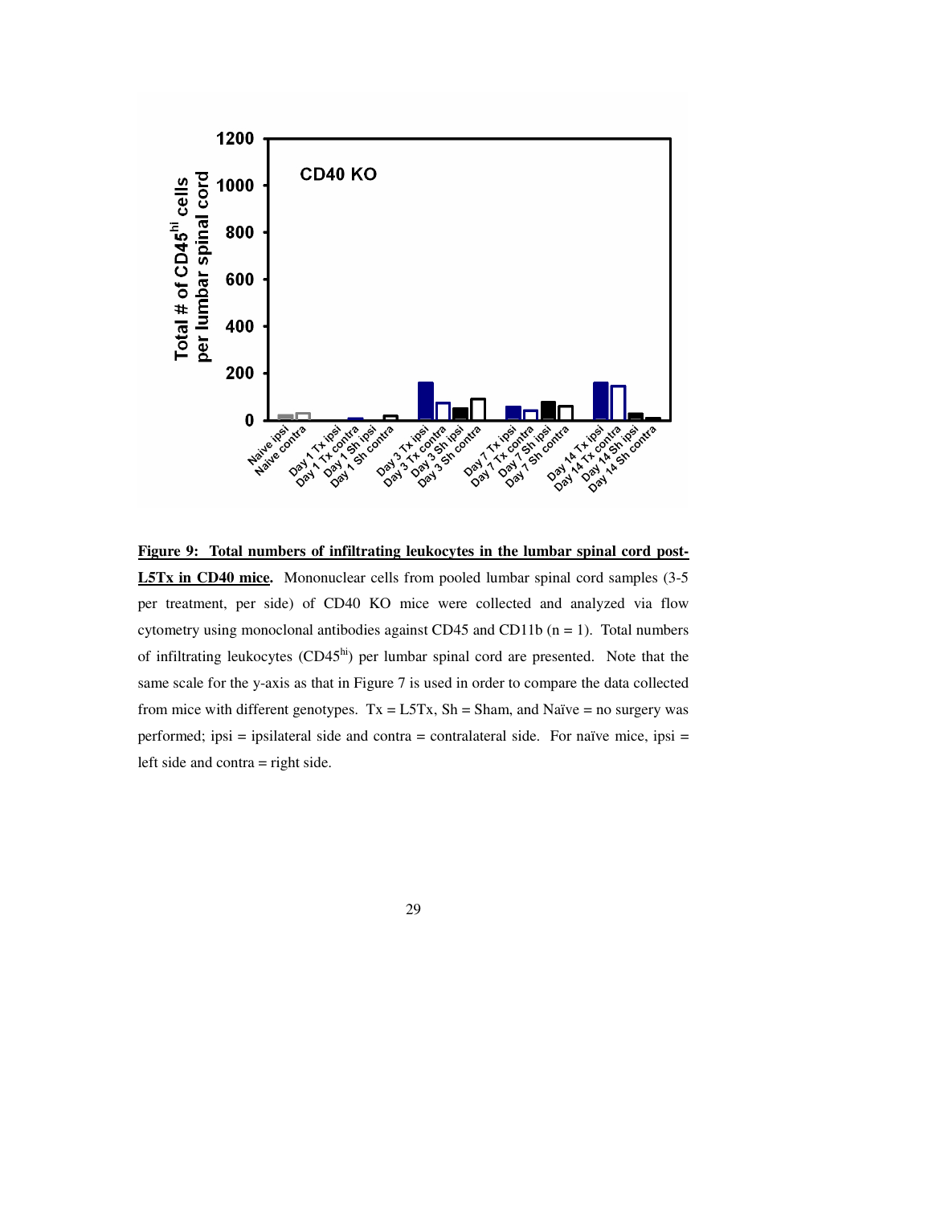**Figure 9: Total numbers of infiltrating leukocytes in the lumbar spinal cord post-L5Tx in CD40 mice.** Mononuclear cells from pooled lumbar spinal cord samples (3-5 per treatment, per side) of CD40 KO mice were collected and analyzed via flow cytometry using monoclonal antibodies against CD45 and CD11b (n = 1). Total numbers of infiltrating leukocytes (CD45$^{hi}$) per lumbar spinal cord are presented. Note that the same scale for the y-axis as that in Figure 7 is used in order to compare the data collected from mice with different genotypes. Tx = L5Tx, Sh = Sham, and Naïve = no surgery was performed; ipsi = ipsilateral side and contra = contralateral side. For naïve mice, ipsi = left side and contra = right side.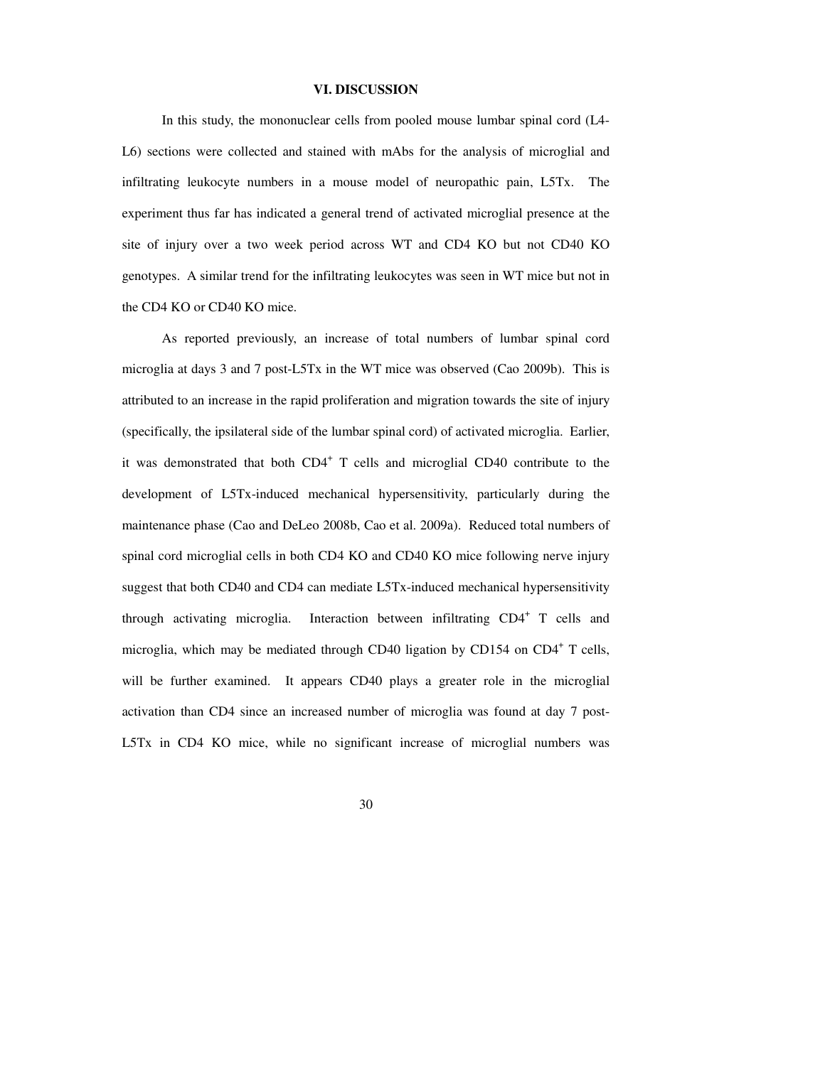## VI. DISCUSSION

In this study, the mononuclear cells from pooled mouse lumbar spinal cord (L4-L6) sections were collected and stained with mAbs for the analysis of microglial and infiltrating leukocyte numbers in a mouse model of neuropathic pain, L5Tx. The experiment thus far has indicated a general trend of activated microglial presence at the site of injury over a two week period across WT and CD4 KO but not CD40 KO genotypes. A similar trend for the infiltrating leukocytes was seen in WT mice but not in the CD4 KO or CD40 KO mice.

As reported previously, an increase of total numbers of lumbar spinal cord microglia at days 3 and 7 post-L5Tx in the WT mice was observed (Cao 2009b). This is attributed to an increase in the rapid proliferation and migration towards the site of injury (specifically, the ipsilateral side of the lumbar spinal cord) of activated microglia. Earlier, it was demonstrated that both $CD4^+$ T cells and microglial CD40 contribute to the development of L5Tx-induced mechanical hypersensitivity, particularly during the maintenance phase (Cao and DeLeo 2008b, Cao et al. 2009a). Reduced total numbers of spinal cord microglial cells in both CD4 KO and CD40 KO mice following nerve injury suggest that both CD40 and CD4 can mediate L5Tx-induced mechanical hypersensitivity through activating microglia. Interaction between infiltrating $CD4^+$ T cells and microglia, which may be mediated through CD40 ligation by CD154 on $CD4^+$ T cells, will be further examined. It appears CD40 plays a greater role in the microglial activation than CD4 since an increased number of microglia was found at day 7 post-L5Tx in CD4 KO mice, while no significant increase of microglial numbers was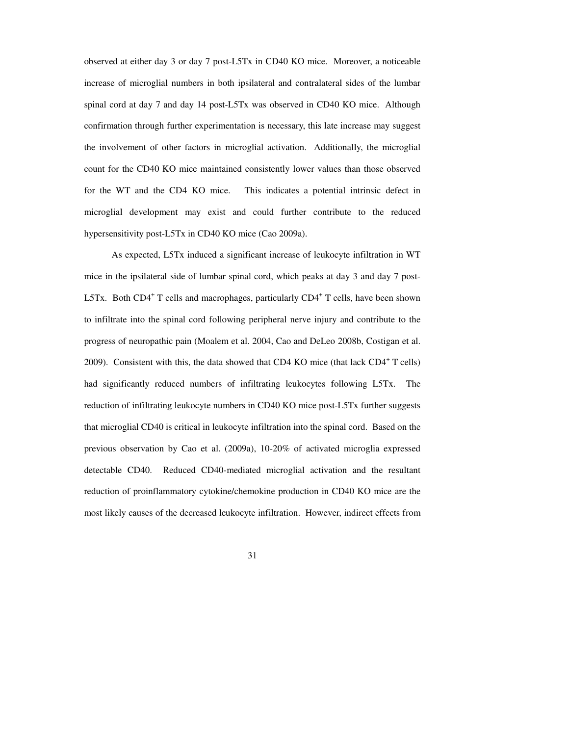observed at either day 3 or day 7 post-L5Tx in CD40 KO mice. Moreover, a noticeable increase of microglial numbers in both ipsilateral and contralateral sides of the lumbar spinal cord at day 7 and day 14 post-L5Tx was observed in CD40 KO mice. Although confirmation through further experimentation is necessary, this late increase may suggest the involvement of other factors in microglial activation. Additionally, the microglial count for the CD40 KO mice maintained consistently lower values than those observed for the WT and the CD4 KO mice. This indicates a potential intrinsic defect in microglial development may exist and could further contribute to the reduced hypersensitivity post-L5Tx in CD40 KO mice (Cao 2009a).

As expected, L5Tx induced a significant increase of leukocyte infiltration in WT mice in the ipsilateral side of lumbar spinal cord, which peaks at day 3 and day 7 post-L5Tx. Both $CD4^+$ T cells and macrophages, particularly $CD4^+$ T cells, have been shown to infiltrate into the spinal cord following peripheral nerve injury and contribute to the progress of neuropathic pain (Moalem et al. 2004, Cao and DeLeo 2008b, Costigan et al. 2009). Consistent with this, the data showed that CD4 KO mice (that lack $CD4^+$ T cells) had significantly reduced numbers of infiltrating leukocytes following L5Tx. The reduction of infiltrating leukocyte numbers in CD40 KO mice post-L5Tx further suggests that microglial CD40 is critical in leukocyte infiltration into the spinal cord. Based on the previous observation by Cao et al. (2009a), 10-20% of activated microglia expressed detectable CD40. Reduced CD40-mediated microglial activation and the resultant reduction of proinflammatory cytokine/chemokine production in CD40 KO mice are the most likely causes of the decreased leukocyte infiltration. However, indirect effects from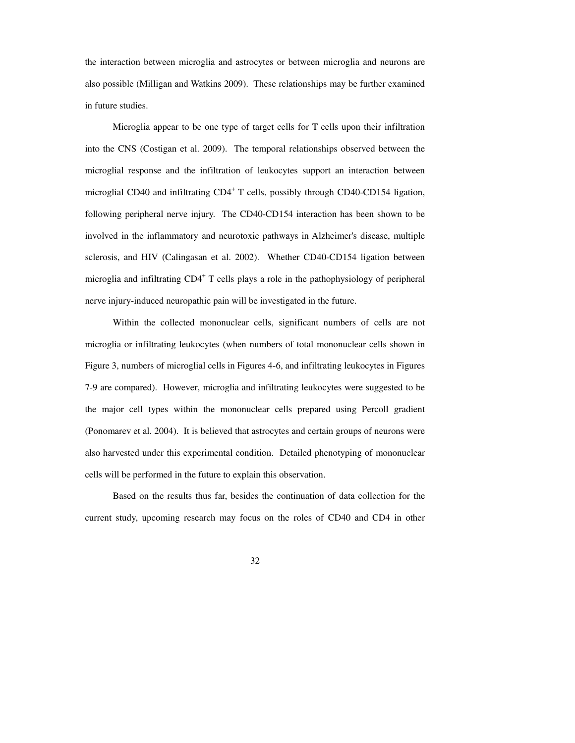the interaction between microglia and astrocytes or between microglia and neurons are also possible (Milligan and Watkins 2009). These relationships may be further examined in future studies.

Microglia appear to be one type of target cells for T cells upon their infiltration into the CNS (Costigan et al. 2009). The temporal relationships observed between the microglial response and the infiltration of leukocytes support an interaction between microglial CD40 and infiltrating $CD4^+$ T cells, possibly through CD40-CD154 ligation, following peripheral nerve injury. The CD40-CD154 interaction has been shown to be involved in the inflammatory and neurotoxic pathways in Alzheimer's disease, multiple sclerosis, and HIV (Calingasan et al. 2002). Whether CD40-CD154 ligation between microglia and infiltrating $CD4^+$ T cells plays a role in the pathophysiology of peripheral nerve injury-induced neuropathic pain will be investigated in the future.

Within the collected mononuclear cells, significant numbers of cells are not microglia or infiltrating leukocytes (when numbers of total mononuclear cells shown in Figure 3, numbers of microglial cells in Figures 4-6, and infiltrating leukocytes in Figures 7-9 are compared). However, microglia and infiltrating leukocytes were suggested to be the major cell types within the mononuclear cells prepared using Percoll gradient (Ponomarev et al. 2004). It is believed that astrocytes and certain groups of neurons were also harvested under this experimental condition. Detailed phenotyping of mononuclear cells will be performed in the future to explain this observation.

Based on the results thus far, besides the continuation of data collection for the current study, upcoming research may focus on the roles of CD40 and CD4 in other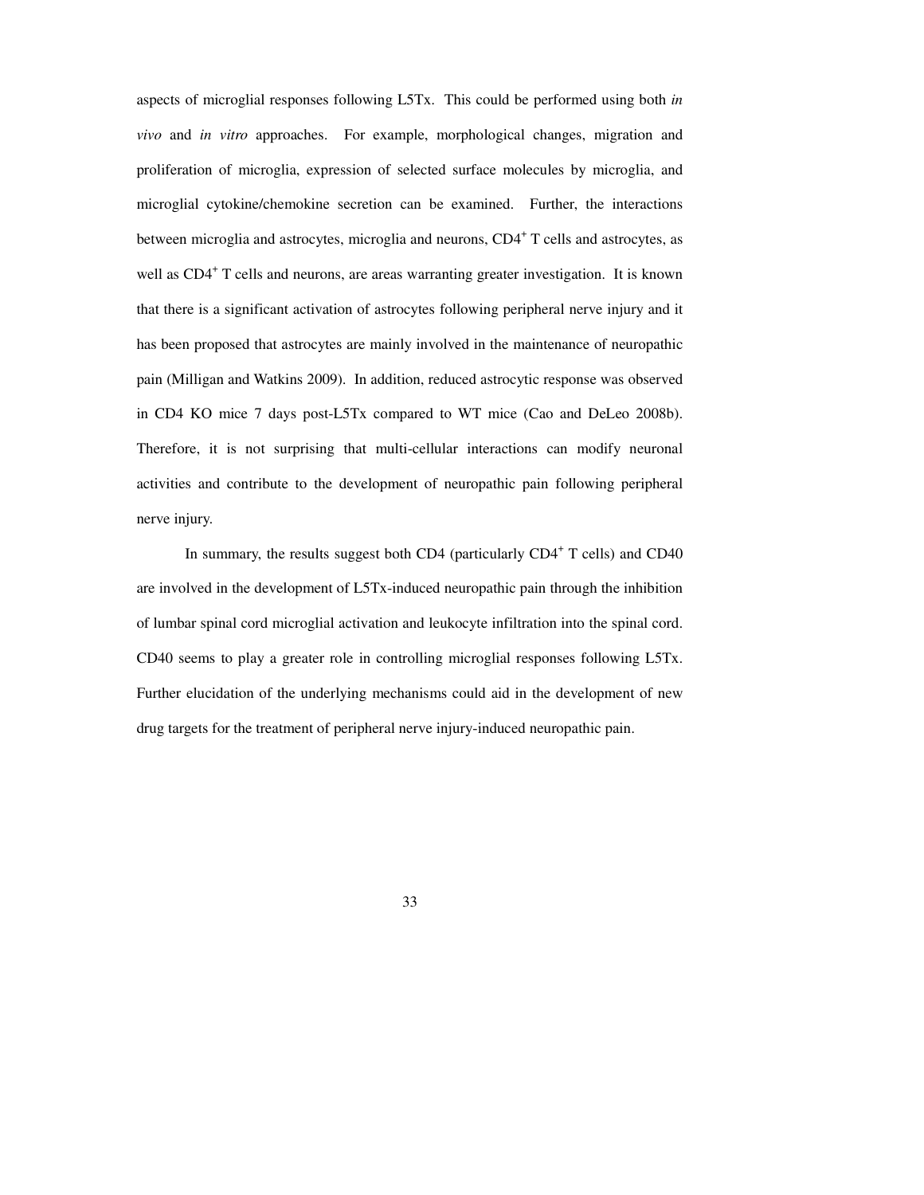aspects of microglial responses following L5Tx. This could be performed using both *in vivo* and *in vitro* approaches. For example, morphological changes, migration and proliferation of microglia, expression of selected surface molecules by microglia, and microglial cytokine/chemokine secretion can be examined. Further, the interactions between microglia and astrocytes, microglia and neurons, $CD4^+$ T cells and astrocytes, as well as $CD4^+$ T cells and neurons, are areas warranting greater investigation. It is known that there is a significant activation of astrocytes following peripheral nerve injury and it has been proposed that astrocytes are mainly involved in the maintenance of neuropathic pain (Milligan and Watkins 2009). In addition, reduced astrocytic response was observed in CD4 KO mice 7 days post-L5Tx compared to WT mice (Cao and DeLeo 2008b). Therefore, it is not surprising that multi-cellular interactions can modify neuronal activities and contribute to the development of neuropathic pain following peripheral nerve injury.

In summary, the results suggest both CD4 (particularly $CD4^+$ T cells) and CD40 are involved in the development of L5Tx-induced neuropathic pain through the inhibition of lumbar spinal cord microglial activation and leukocyte infiltration into the spinal cord. CD40 seems to play a greater role in controlling microglial responses following L5Tx. Further elucidation of the underlying mechanisms could aid in the development of new drug targets for the treatment of peripheral nerve injury-induced neuropathic pain.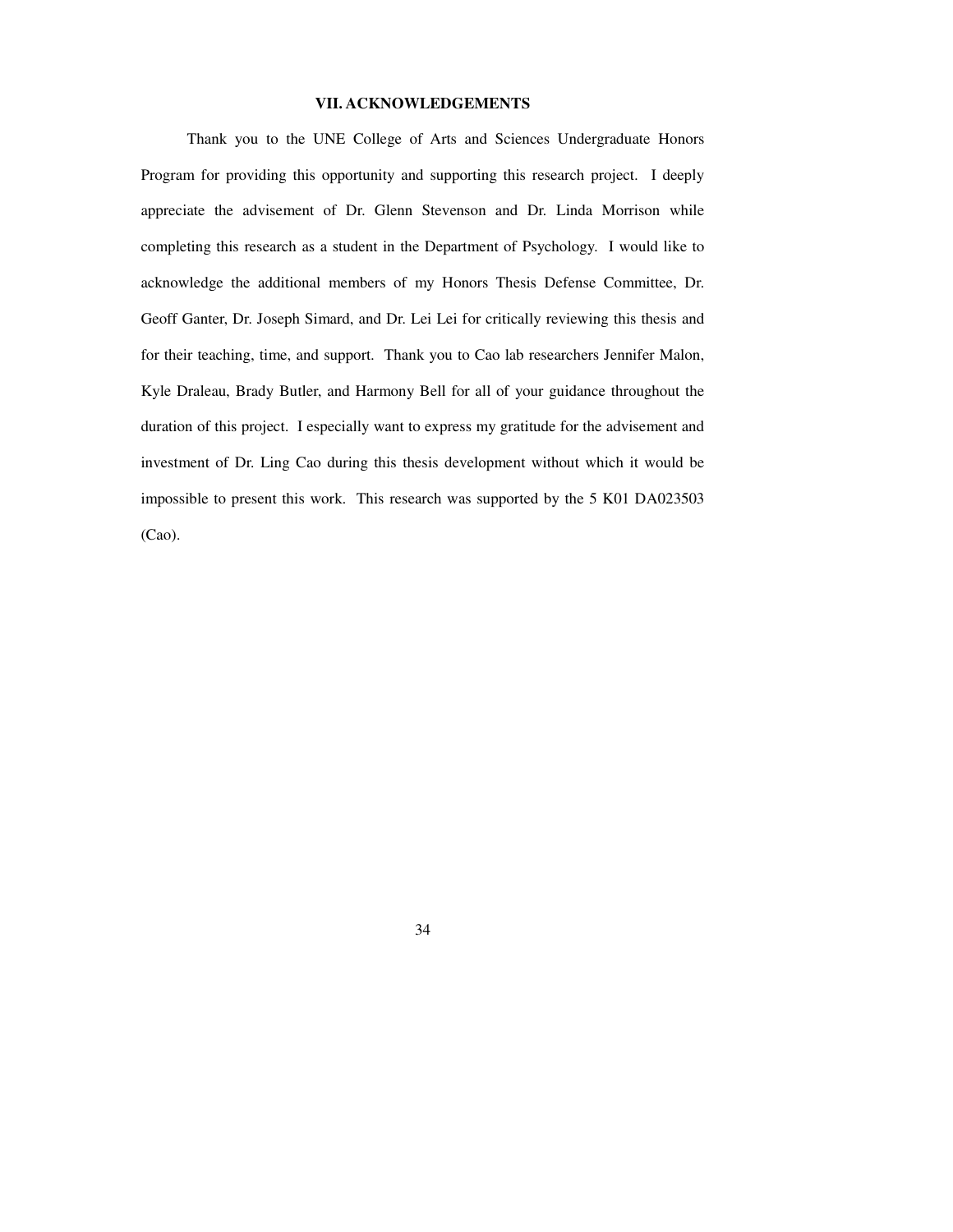## VII. ACKNOWLEDGEMENTS

Thank you to the UNE College of Arts and Sciences Undergraduate Honors Program for providing this opportunity and supporting this research project. I deeply appreciate the advisement of Dr. Glenn Stevenson and Dr. Linda Morrison while completing this research as a student in the Department of Psychology. I would like to acknowledge the additional members of my Honors Thesis Defense Committee, Dr. Geoff Ganter, Dr. Joseph Simard, and Dr. Lei Lei for critically reviewing this thesis and for their teaching, time, and support. Thank you to Cao lab researchers Jennifer Malon, Kyle Draleau, Brady Butler, and Harmony Bell for all of your guidance throughout the duration of this project. I especially want to express my gratitude for the advisement and investment of Dr. Ling Cao during this thesis development without which it would be impossible to present this work. This research was supported by the 5 K01 DA023503 (Cao).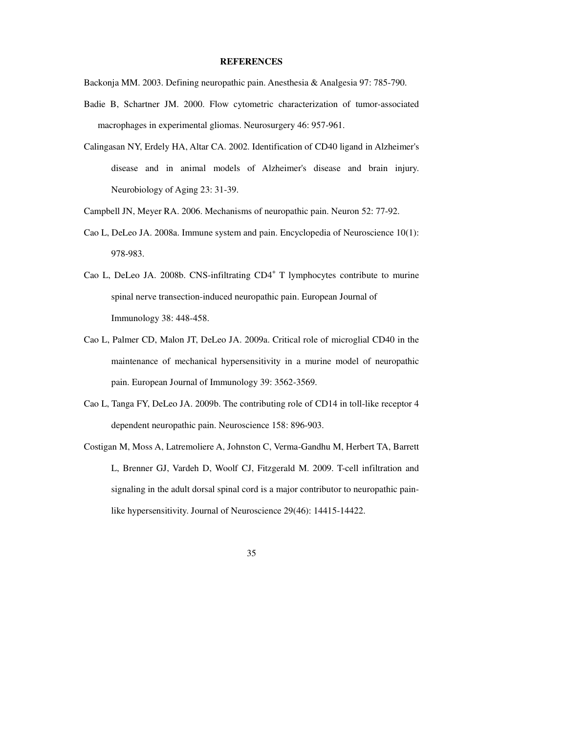# REFERENCES

Backonja MM. 2003. Defining neuropathic pain. Anesthesia & Analgesia 97: 785-790.

Badie B, Schartner JM. 2000. Flow cytometric characterization of tumor-associated macrophages in experimental gliomas. Neurosurgery 46: 957-961.

Calingasan NY, Erdely HA, Altar CA. 2002. Identification of CD40 ligand in Alzheimer's disease and in animal models of Alzheimer's disease and brain injury. Neurobiology of Aging 23: 31-39.

Campbell JN, Meyer RA. 2006. Mechanisms of neuropathic pain. Neuron 52: 77-92.

Cao L, DeLeo JA. 2008a. Immune system and pain. Encyclopedia of Neuroscience 10(1): 978-983.

Cao L, DeLeo JA. 2008b. CNS-infiltrating $CD4^+$ T lymphocytes contribute to murine spinal nerve transection-induced neuropathic pain. European Journal of Immunology 38: 448-458.

Cao L, Palmer CD, Malon JT, DeLeo JA. 2009a. Critical role of microglial CD40 in the maintenance of mechanical hypersensitivity in a murine model of neuropathic pain. European Journal of Immunology 39: 3562-3569.

Cao L, Tanga FY, DeLeo JA. 2009b. The contributing role of CD14 in toll-like receptor 4 dependent neuropathic pain. Neuroscience 158: 896-903.

Costigan M, Moss A, Latremoliere A, Johnston C, Verma-Gandhu M, Herbert TA, Barrett L, Brenner GJ, Vardeh D, Woolf CJ, Fitzgerald M. 2009. T-cell infiltration and signaling in the adult dorsal spinal cord is a major contributor to neuropathic pain-like hypersensitivity. Journal of Neuroscience 29(46): 14415-14422.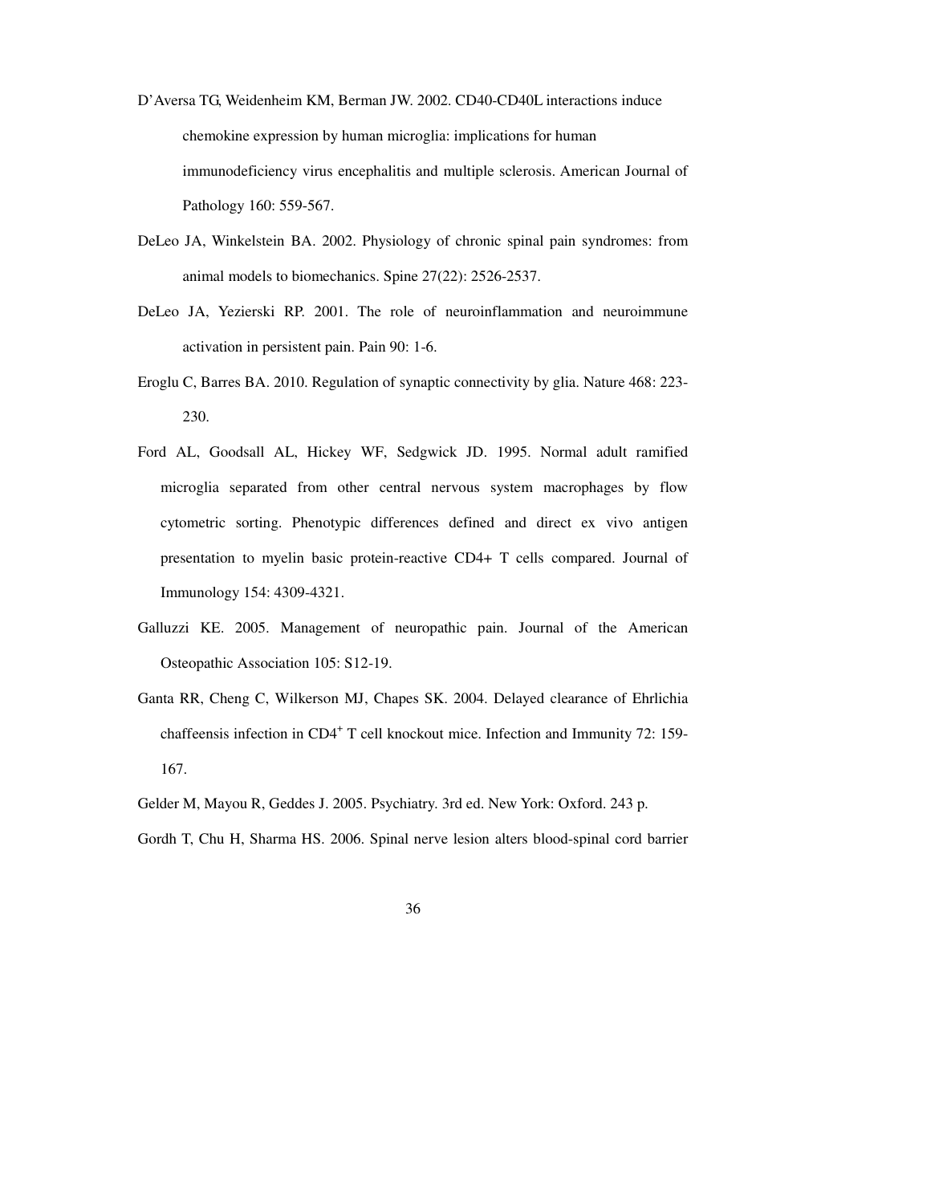D'Aversa TG, Weidenheim KM, Berman JW. 2002. CD40-CD40L interactions induce chemokine expression by human microglia: implications for human immunodeficiency virus encephalitis and multiple sclerosis. American Journal of Pathology 160: 559-567.

DeLeo JA, Winkelstein BA. 2002. Physiology of chronic spinal pain syndromes: from animal models to biomechanics. Spine 27(22): 2526-2537.

DeLeo JA, Yezierski RP. 2001. The role of neuroinflammation and neuroimmune activation in persistent pain. Pain 90: 1-6.

Eroglu C, Barres BA. 2010. Regulation of synaptic connectivity by glia. Nature 468: 223-230.

Ford AL, Goodsall AL, Hickey WF, Sedgwick JD. 1995. Normal adult ramified microglia separated from other central nervous system macrophages by flow cytometric sorting. Phenotypic differences defined and direct ex vivo antigen presentation to myelin basic protein-reactive CD4+ T cells compared. Journal of Immunology 154: 4309-4321.

Galluzzi KE. 2005. Management of neuropathic pain. Journal of the American Osteopathic Association 105: S12-19.

Ganta RR, Cheng C, Wilkerson MJ, Chapes SK. 2004. Delayed clearance of Ehrlichia chaffeensis infection in $CD4^+$ T cell knockout mice. Infection and Immunity 72: 159-167.

Gelder M, Mayou R, Geddes J. 2005. Psychiatry. 3rd ed. New York: Oxford. 243 p.

Gordh T, Chu H, Sharma HS. 2006. Spinal nerve lesion alters blood-spinal cord barrier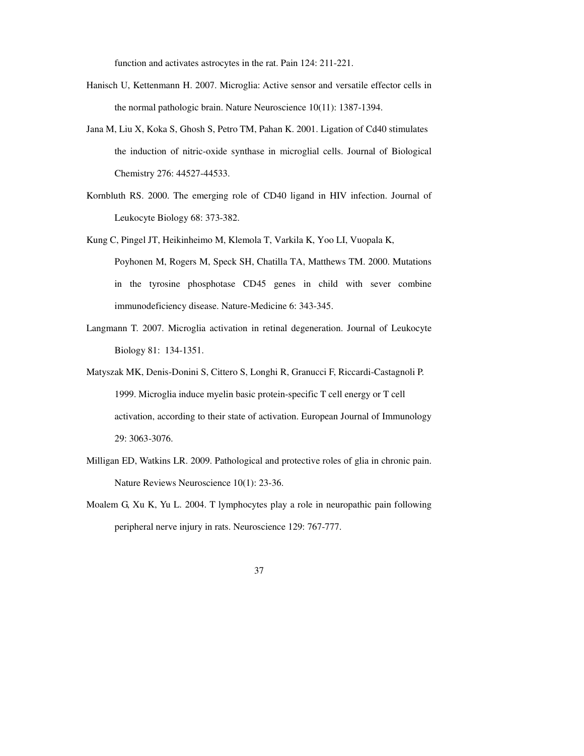function and activates astrocytes in the rat. Pain 124: 211-221.

Hanisch U, Kettenmann H. 2007. Microglia: Active sensor and versatile effector cells in the normal pathologic brain. Nature Neuroscience 10(11): 1387-1394.

Jana M, Liu X, Koka S, Ghosh S, Petro TM, Pahan K. 2001. Ligation of Cd40 stimulates the induction of nitric-oxide synthase in microglial cells. Journal of Biological Chemistry 276: 44527-44533.

Kornbluth RS. 2000. The emerging role of CD40 ligand in HIV infection. Journal of Leukocyte Biology 68: 373-382.

Kung C, Pingel JT, Heikinheimo M, Klemola T, Varkila K, Yoo LI, Vuopala K, Poyhonen M, Rogers M, Speck SH, Chatilla TA, Matthews TM. 2000. Mutations in the tyrosine phosphotase CD45 genes in child with sever combine immunodeficiency disease. Nature-Medicine 6: 343-345.

Langmann T. 2007. Microglia activation in retinal degeneration. Journal of Leukocyte Biology 81: 134-1351.

Matyszak MK, Denis-Donini S, Cittero S, Longhi R, Granucci F, Riccardi-Castagnoli P. 1999. Microglia induce myelin basic protein-specific T cell energy or T cell activation, according to their state of activation. European Journal of Immunology 29: 3063-3076.

Milligan ED, Watkins LR. 2009. Pathological and protective roles of glia in chronic pain. Nature Reviews Neuroscience 10(1): 23-36.

Moalem G, Xu K, Yu L. 2004. T lymphocytes play a role in neuropathic pain following peripheral nerve injury in rats. Neuroscience 129: 767-777.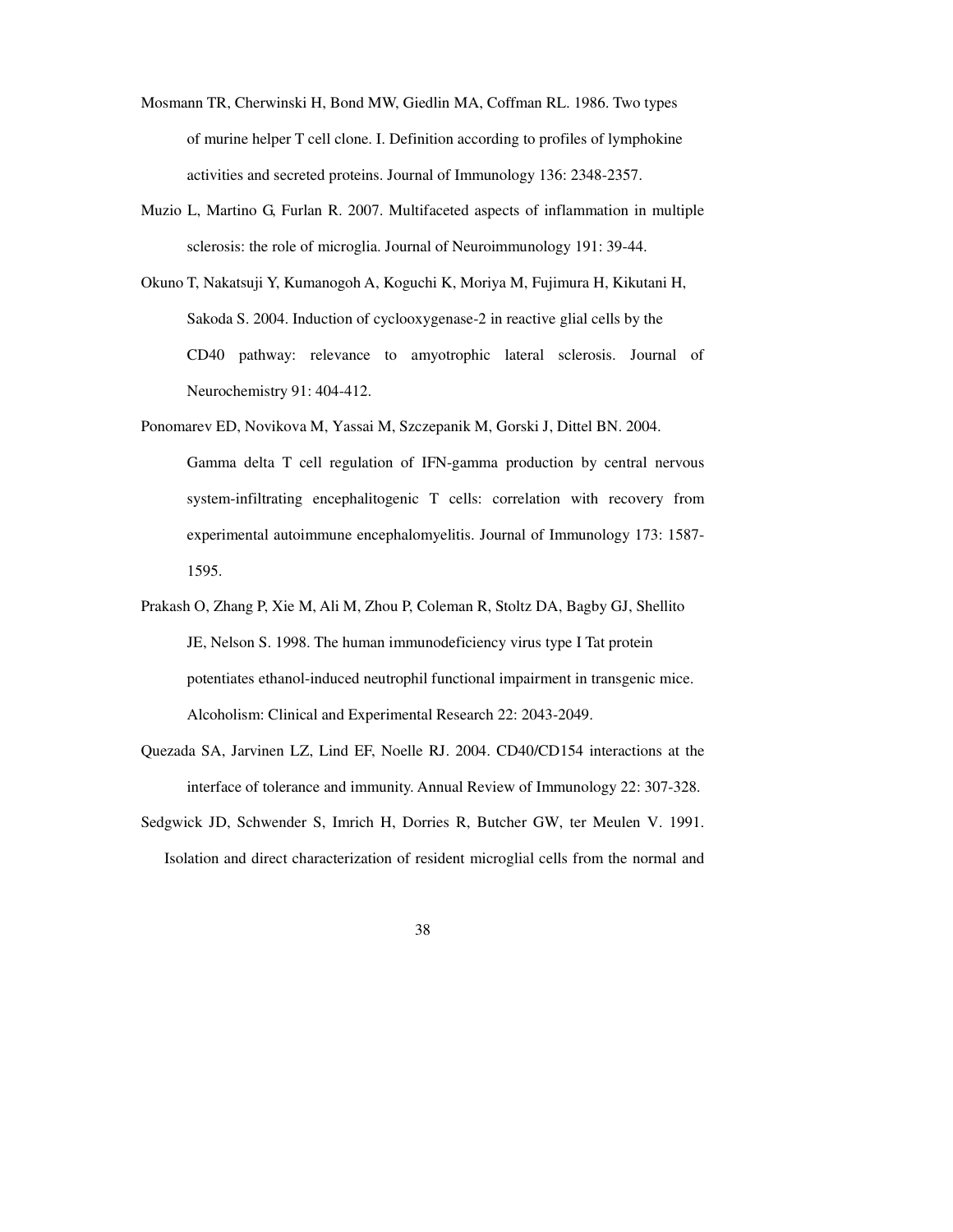Mosmann TR, Cherwinski H, Bond MW, Giedlin MA, Coffman RL. 1986. Two types of murine helper T cell clone. I. Definition according to profiles of lymphokine activities and secreted proteins. Journal of Immunology 136: 2348-2357.

Muzio L, Martino G, Furlan R. 2007. Multifaceted aspects of inflammation in multiple sclerosis: the role of microglia. Journal of Neuroimmunology 191: 39-44.

Okuno T, Nakatsuji Y, Kumanogoh A, Koguchi K, Moriya M, Fujimura H, Kikutani H, Sakoda S. 2004. Induction of cyclooxygenase-2 in reactive glial cells by the CD40 pathway: relevance to amyotrophic lateral sclerosis. Journal of Neurochemistry 91: 404-412.

Ponomarev ED, Novikova M, Yassai M, Szczepanik M, Gorski J, Dittel BN. 2004. Gamma delta T cell regulation of IFN-gamma production by central nervous system-infiltrating encephalitogenic T cells: correlation with recovery from experimental autoimmune encephalomyelitis. Journal of Immunology 173: 1587-1595.

Prakash O, Zhang P, Xie M, Ali M, Zhou P, Coleman R, Stoltz DA, Bagby GJ, Shellito JE, Nelson S. 1998. The human immunodeficiency virus type I Tat protein potentiates ethanol-induced neutrophil functional impairment in transgenic mice. Alcoholism: Clinical and Experimental Research 22: 2043-2049.

Quezada SA, Jarvinen LZ, Lind EF, Noelle RJ. 2004. CD40/CD154 interactions at the interface of tolerance and immunity. Annual Review of Immunology 22: 307-328.

Sedgwick JD, Schwender S, Imrich H, Dorries R, Butcher GW, ter Meulen V. 1991. Isolation and direct characterization of resident microglial cells from the normal and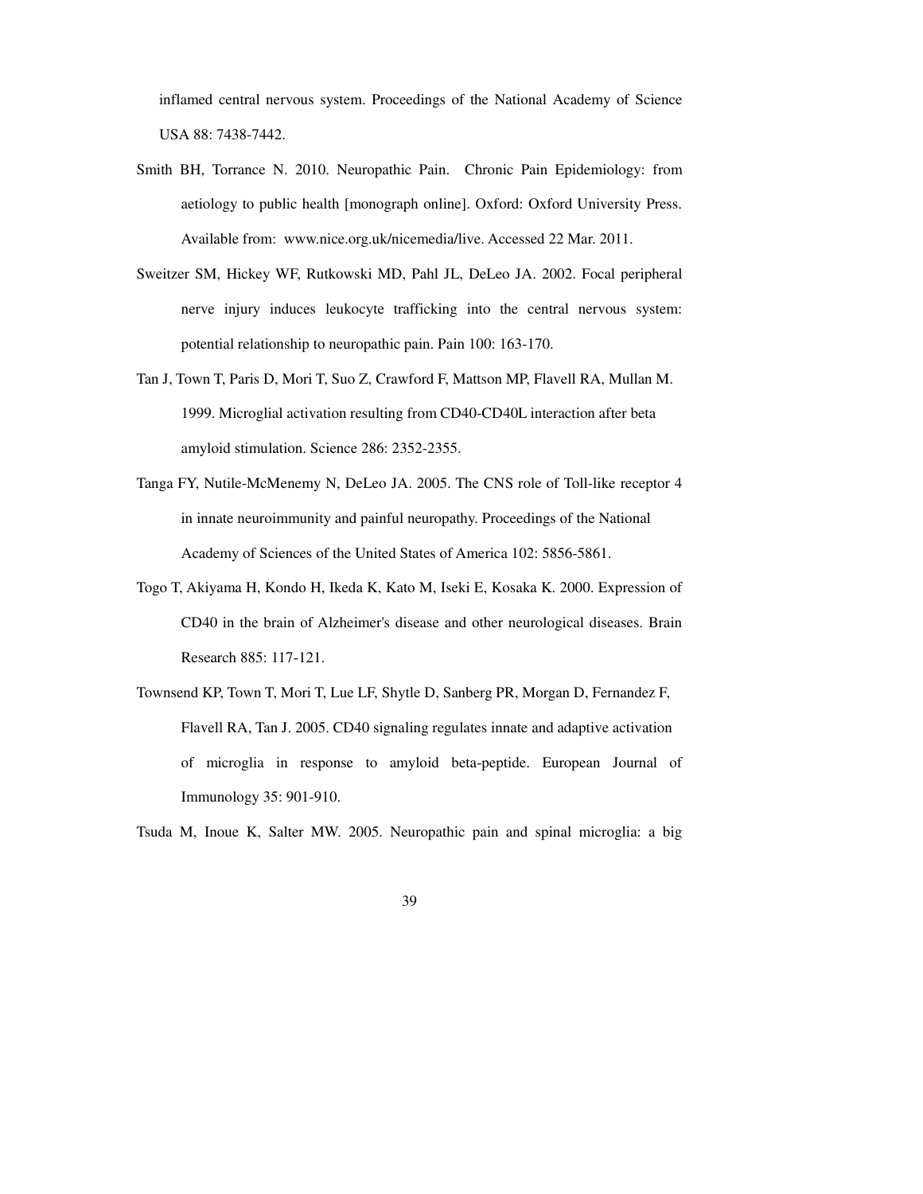inflamed central nervous system. Proceedings of the National Academy of Science USA 88: 7438-7442.

Smith BH, Torrance N. 2010. Neuropathic Pain. Chronic Pain Epidemiology: from aetiology to public health [monograph online]. Oxford: Oxford University Press. Available from: www.nice.org.uk/nicemedia/live. Accessed 22 Mar. 2011.

Sweitzer SM, Hickey WF, Rutkowski MD, Pahl JL, DeLeo JA. 2002. Focal peripheral nerve injury induces leukocyte trafficking into the central nervous system: potential relationship to neuropathic pain. Pain 100: 163-170.

Tan J, Town T, Paris D, Mori T, Suo Z, Crawford F, Mattson MP, Flavell RA, Mullan M. 1999. Microglial activation resulting from CD40-CD40L interaction after beta amyloid stimulation. Science 286: 2352-2355.

Tanga FY, Nutile-McMenemy N, DeLeo JA. 2005. The CNS role of Toll-like receptor 4 in innate neuroimmunity and painful neuropathy. Proceedings of the National Academy of Sciences of the United States of America 102: 5856-5861.

Togo T, Akiyama H, Kondo H, Ikeda K, Kato M, Iseki E, Kosaka K. 2000. Expression of CD40 in the brain of Alzheimer's disease and other neurological diseases. Brain Research 885: 117-121.

Townsend KP, Town T, Mori T, Lue LF, Shytle D, Sanberg PR, Morgan D, Fernandez F, Flavell RA, Tan J. 2005. CD40 signaling regulates innate and adaptive activation of microglia in response to amyloid beta-peptide. European Journal of Immunology 35: 901-910.

Tsuda M, Inoue K, Salter MW. 2005. Neuropathic pain and spinal microglia: a big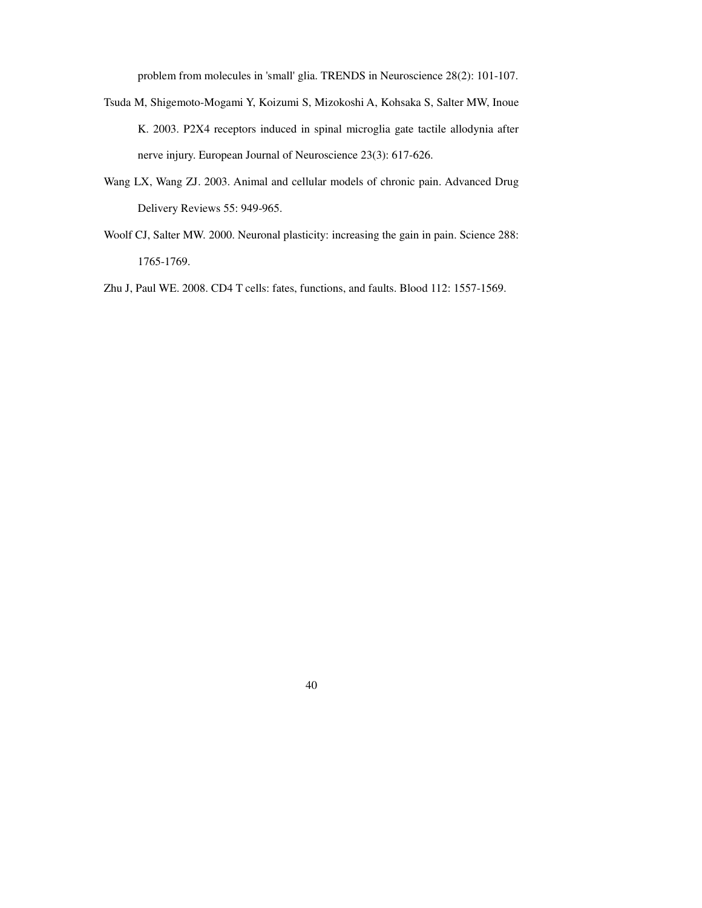problem from molecules in 'small' glia. TRENDS in Neuroscience 28(2): 101-107.

Tsuda M, Shigemoto-Mogami Y, Koizumi S, Mizokoshi A, Kohsaka S, Salter MW, Inoue K. 2003. P2X4 receptors induced in spinal microglia gate tactile allodynia after nerve injury. European Journal of Neuroscience 23(3): 617-626.

Wang LX, Wang ZJ. 2003. Animal and cellular models of chronic pain. Advanced Drug Delivery Reviews 55: 949-965.

Woolf CJ, Salter MW. 2000. Neuronal plasticity: increasing the gain in pain. Science 288: 1765-1769.

Zhu J, Paul WE. 2008. CD4 T cells: fates, functions, and faults. Blood 112: 1557-1569.